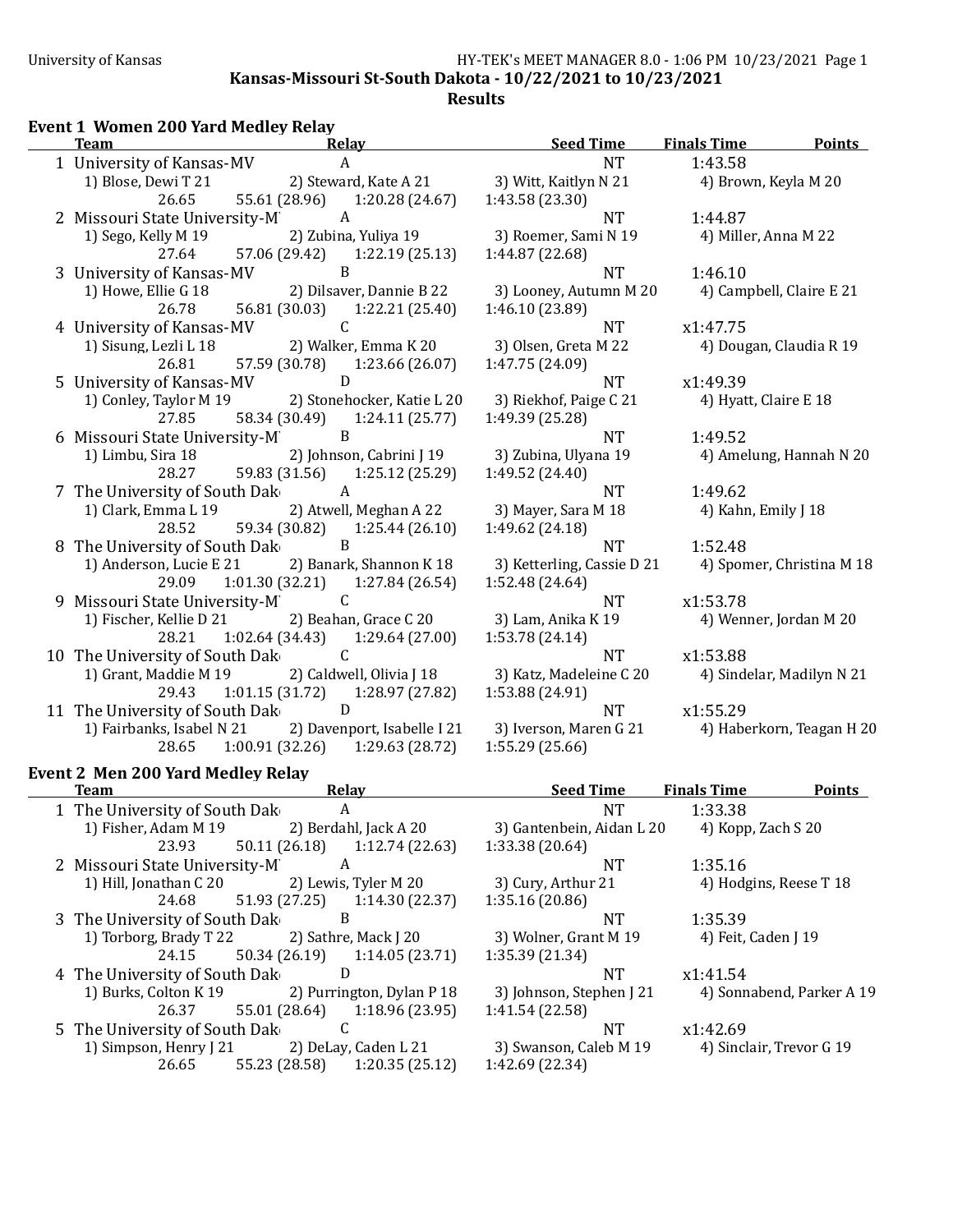Kansas-Missouri St-South Dakota - 10/22/2021 to 10/23/2021

**Results**

### Event 1 Women 200 Yard Medley Relay

| | Team | Relay | Seed Time | Finals Time | Points |
|---|---|---|---|---|---|
| 1 | University of Kansas-MV | A | NT | 1:43.58 | |
| | 1) Blose, Dewi T 21 | 2) Steward, Kate A 21 | 3) Witt, Kaitlyn N 21 | 4) Brown, Keyla M 20 | |
| | 26.65 | 55.61 (28.96) | 1:20.28 (24.67) | 1:43.58 (23.30) | |
| 2 | Missouri State University-M | A | NT | 1:44.87 | |
| | 1) Sego, Kelly M 19 | 2) Zubina, Yuliya 19 | 3) Roemer, Sami N 19 | 4) Miller, Anna M 22 | |
| | 27.64 | 57.06 (29.42) | 1:22.19 (25.13) | 1:44.87 (22.68) | |
| 3 | University of Kansas-MV | B | NT | 1:46.10 | |
| | 1) Howe, Ellie G 18 | 2) Dilsaver, Dannie B 22 | 3) Looney, Autumn M 20 | 4) Campbell, Claire E 21 | |
| | 26.78 | 56.81 (30.03) | 1:22.21 (25.40) | 1:46.10 (23.89) | |
| 4 | University of Kansas-MV | C | NT | x1:47.75 | |
| | 1) Sisung, Lezli L 18 | 2) Walker, Emma K 20 | 3) Olsen, Greta M 22 | 4) Dougan, Claudia R 19 | |
| | 26.81 | 57.59 (30.78) | 1:23.66 (26.07) | 1:47.75 (24.09) | |
| 5 | University of Kansas-MV | D | NT | x1:49.39 | |
| | 1) Conley, Taylor M 19 | 2) Stonehocker, Katie L 20 | 3) Riekhof, Paige C 21 | 4) Hyatt, Claire E 18 | |
| | 27.85 | 58.34 (30.49) | 1:24.11 (25.77) | 1:49.39 (25.28) | |
| 6 | Missouri State University-M | B | NT | 1:49.52 | |
| | 1) Limbu, Sira 18 | 2) Johnson, Cabrini J 19 | 3) Zubina, Ulyana 19 | 4) Amelung, Hannah N 20 | |
| | 28.27 | 59.83 (31.56) | 1:25.12 (25.29) | 1:49.52 (24.40) | |
| 7 | The University of South Dak | A | NT | 1:49.62 | |
| | 1) Clark, Emma L 19 | 2) Atwell, Meghan A 22 | 3) Mayer, Sara M 18 | 4) Kahn, Emily J 18 | |
| | 28.52 | 59.34 (30.82) | 1:25.44 (26.10) | 1:49.62 (24.18) | |
| 8 | The University of South Dak | B | NT | 1:52.48 | |
| | 1) Anderson, Lucie E 21 | 2) Banark, Shannon K 18 | 3) Ketterling, Cassie D 21 | 4) Spomer, Christina M 18 | |
| | 29.09 | 1:01.30 (32.21) | 1:27.84 (26.54) | 1:52.48 (24.64) | |
| 9 | Missouri State University-M | C | NT | x1:53.78 | |
| | 1) Fischer, Kellie D 21 | 2) Beahan, Grace C 20 | 3) Lam, Anika K 19 | 4) Wenner, Jordan M 20 | |
| | 28.21 | 1:02.64 (34.43) | 1:29.64 (27.00) | 1:53.78 (24.14) | |
| 10 | The University of South Dak | C | NT | x1:53.88 | |
| | 1) Grant, Maddie M 19 | 2) Caldwell, Olivia J 18 | 3) Katz, Madeleine C 20 | 4) Sindelar, Madilyn N 21 | |
| | 29.43 | 1:01.15 (31.72) | 1:28.97 (27.82) | 1:53.88 (24.91) | |
| 11 | The University of South Dak | D | NT | x1:55.29 | |
| | 1) Fairbanks, Isabel N 21 | 2) Davenport, Isabelle I 21 | 3) Iverson, Maren G 21 | 4) Haberkorn, Teagan H 20 | |
| | 28.65 | 1:00.91 (32.26) | 1:29.63 (28.72) | 1:55.29 (25.66) | |

### Event 2 Men 200 Yard Medley Relay

| | Team | Relay | Seed Time | Finals Time | Points |
|---|---|---|---|---|---|
| 1 | The University of South Dak | A | NT | 1:33.38 | |
| | 1) Fisher, Adam M 19 | 2) Berdahl, Jack A 20 | 3) Gantenbein, Aidan L 20 | 4) Kopp, Zach S 20 | |
| | 23.93 | 50.11 (26.18) | 1:12.74 (22.63) | 1:33.38 (20.64) | |
| 2 | Missouri State University-M | A | NT | 1:35.16 | |
| | 1) Hill, Jonathan C 20 | 2) Lewis, Tyler M 20 | 3) Cury, Arthur 21 | 4) Hodgins, Reese T 18 | |
| | 24.68 | 51.93 (27.25) | 1:14.30 (22.37) | 1:35.16 (20.86) | |
| 3 | The University of South Dak | B | NT | 1:35.39 | |
| | 1) Torborg, Brady T 22 | 2) Sathre, Mack J 20 | 3) Wolner, Grant M 19 | 4) Feit, Caden J 19 | |
| | 24.15 | 50.34 (26.19) | 1:14.05 (23.71) | 1:35.39 (21.34) | |
| 4 | The University of South Dak | D | NT | x1:41.54 | |
| | 1) Burks, Colton K 19 | 2) Purrington, Dylan P 18 | 3) Johnson, Stephen J 21 | 4) Sonnabend, Parker A 19 | |
| | 26.37 | 55.01 (28.64) | 1:18.96 (23.95) | 1:41.54 (22.58) | |
| 5 | The University of South Dak | C | NT | x1:42.69 | |
| | 1) Simpson, Henry J 21 | 2) DeLay, Caden L 21 | 3) Swanson, Caleb M 19 | 4) Sinclair, Trevor G 19 | |
| | 26.65 | 55.23 (28.58) | 1:20.35 (25.12) | 1:42.69 (22.34) | |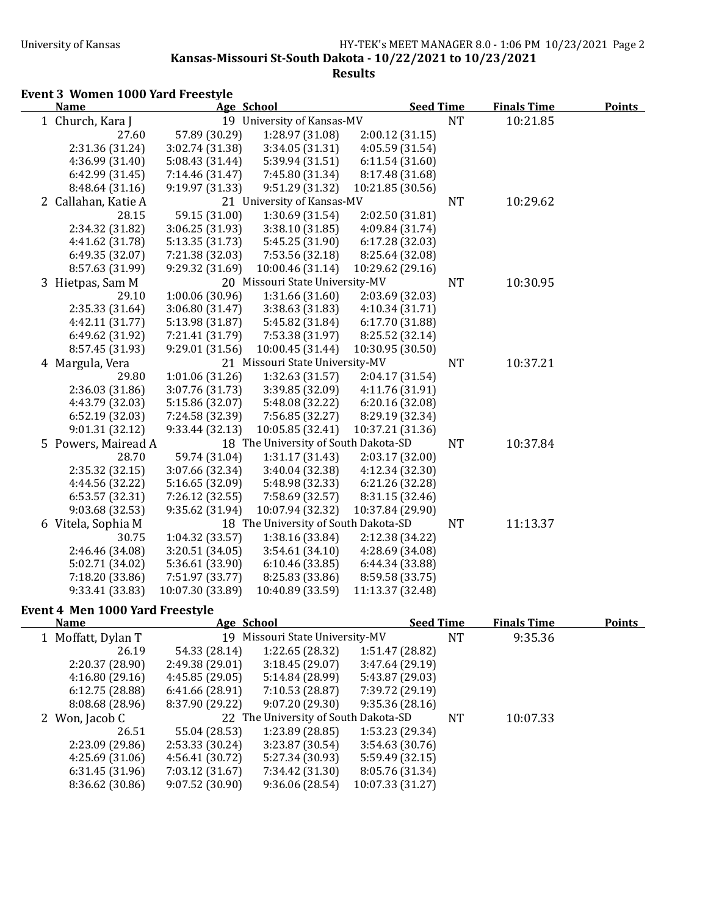University of Kansas

**Kansas-Missouri St-South Dakota - 10/22/2021 to 10/23/2021**

**Results**

## Event 3 Women 1000 Yard Freestyle

| | Name | Age | School | Seed Time | Finals Time | Points |
|---|---|---|---|---|---|---|
| 1 | Church, Kara J | 19 | University of Kansas-MV | NT | 10:21.85 | |

27.60 | 57.89 (30.29) | 1:28.97 (31.08) | 2:00.12 (31.15)
2:31.36 (31.24) | 3:02.74 (31.38) | 3:34.05 (31.31) | 4:05.59 (31.54)
4:36.99 (31.40) | 5:08.43 (31.44) | 5:39.94 (31.51) | 6:11.54 (31.60)
6:42.99 (31.45) | 7:14.46 (31.47) | 7:45.80 (31.34) | 8:17.48 (31.68)
8:48.64 (31.16) | 9:19.97 (31.33) | 9:51.29 (31.32) | 10:21.85 (30.56)

| | Name | Age | School | Seed Time | Finals Time | Points |
|---|---|---|---|---|---|---|
| 2 | Callahan, Katie A | 21 | University of Kansas-MV | NT | 10:29.62 | |

28.15 | 59.15 (31.00) | 1:30.69 (31.54) | 2:02.50 (31.81)
2:34.32 (31.82) | 3:06.25 (31.93) | 3:38.10 (31.85) | 4:09.84 (31.74)
4:41.62 (31.78) | 5:13.35 (31.73) | 5:45.25 (31.90) | 6:17.28 (32.03)
6:49.35 (32.07) | 7:21.38 (32.03) | 7:53.56 (32.18) | 8:25.64 (32.08)
8:57.63 (31.99) | 9:29.32 (31.69) | 10:00.46 (31.14) | 10:29.62 (29.16)

| | Name | Age | School | Seed Time | Finals Time | Points |
|---|---|---|---|---|---|---|
| 3 | Hietpas, Sam M | 20 | Missouri State University-MV | NT | 10:30.95 | |

29.10 | 1:00.06 (30.96) | 1:31.66 (31.60) | 2:03.69 (32.03)
2:35.33 (31.64) | 3:06.80 (31.47) | 3:38.63 (31.83) | 4:10.34 (31.71)
4:42.11 (31.77) | 5:13.98 (31.87) | 5:45.82 (31.84) | 6:17.70 (31.88)
6:49.62 (31.92) | 7:21.41 (31.79) | 7:53.38 (31.97) | 8:25.52 (32.14)
8:57.45 (31.93) | 9:29.01 (31.56) | 10:00.45 (31.44) | 10:30.95 (30.50)

| | Name | Age | School | Seed Time | Finals Time | Points |
|---|---|---|---|---|---|---|
| 4 | Margula, Vera | 21 | Missouri State University-MV | NT | 10:37.21 | |

29.80 | 1:01.06 (31.26) | 1:32.63 (31.57) | 2:04.17 (31.54)
2:36.03 (31.86) | 3:07.76 (31.73) | 3:39.85 (32.09) | 4:11.76 (31.91)
4:43.79 (32.03) | 5:15.86 (32.07) | 5:48.08 (32.22) | 6:20.16 (32.08)
6:52.19 (32.03) | 7:24.58 (32.39) | 7:56.85 (32.27) | 8:29.19 (32.34)
9:01.31 (32.12) | 9:33.44 (32.13) | 10:05.85 (32.41) | 10:37.21 (31.36)

| | Name | Age | School | Seed Time | Finals Time | Points |
|---|---|---|---|---|---|---|
| 5 | Powers, Mairead A | 18 | The University of South Dakota-SD | NT | 10:37.84 | |

28.70 | 59.74 (31.04) | 1:31.17 (31.43) | 2:03.17 (32.00)
2:35.32 (32.15) | 3:07.66 (32.34) | 3:40.04 (32.38) | 4:12.34 (32.30)
4:44.56 (32.22) | 5:16.65 (32.09) | 5:48.98 (32.33) | 6:21.26 (32.28)
6:53.57 (32.31) | 7:26.12 (32.55) | 7:58.69 (32.57) | 8:31.15 (32.46)
9:03.68 (32.53) | 9:35.62 (31.94) | 10:07.94 (32.32) | 10:37.84 (29.90)

| | Name | Age | School | Seed Time | Finals Time | Points |
|---|---|---|---|---|---|---|
| 6 | Vitela, Sophia M | 18 | The University of South Dakota-SD | NT | 11:13.37 | |

30.75 | 1:04.32 (33.57) | 1:38.16 (33.84) | 2:12.38 (34.22)
2:46.46 (34.08) | 3:20.51 (34.05) | 3:54.61 (34.10) | 4:28.69 (34.08)
5:02.71 (34.02) | 5:36.61 (33.90) | 6:10.46 (33.85) | 6:44.34 (33.88)
7:18.20 (33.86) | 7:51.97 (33.77) | 8:25.83 (33.86) | 8:59.58 (33.75)
9:33.41 (33.83) | 10:07.30 (33.89) | 10:40.89 (33.59) | 11:13.37 (32.48)

## Event 4 Men 1000 Yard Freestyle

| | Name | Age | School | Seed Time | Finals Time | Points |
|---|---|---|---|---|---|---|
| 1 | Moffatt, Dylan T | 19 | Missouri State University-MV | NT | 9:35.36 | |

26.19 | 54.33 (28.14) | 1:22.65 (28.32) | 1:51.47 (28.82)
2:20.37 (28.90) | 2:49.38 (29.01) | 3:18.45 (29.07) | 3:47.64 (29.19)
4:16.80 (29.16) | 4:45.85 (29.05) | 5:14.84 (28.99) | 5:43.87 (29.03)
6:12.75 (28.88) | 6:41.66 (28.91) | 7:10.53 (28.87) | 7:39.72 (29.19)
8:08.68 (28.96) | 8:37.90 (29.22) | 9:07.20 (29.30) | 9:35.36 (28.16)

| | Name | Age | School | Seed Time | Finals Time | Points |
|---|---|---|---|---|---|---|
| 2 | Won, Jacob C | 22 | The University of South Dakota-SD | NT | 10:07.33 | |

26.51 | 55.04 (28.53) | 1:23.89 (28.85) | 1:53.23 (29.34)
2:23.09 (29.86) | 2:53.33 (30.24) | 3:23.87 (30.54) | 3:54.63 (30.76)
4:25.69 (31.06) | 4:56.41 (30.72) | 5:27.34 (30.93) | 5:59.49 (32.15)
6:31.45 (31.96) | 7:03.12 (31.67) | 7:34.42 (31.30) | 8:05.76 (31.34)
8:36.62 (30.86) | 9:07.52 (30.90) | 9:36.06 (28.54) | 10:07.33 (31.27)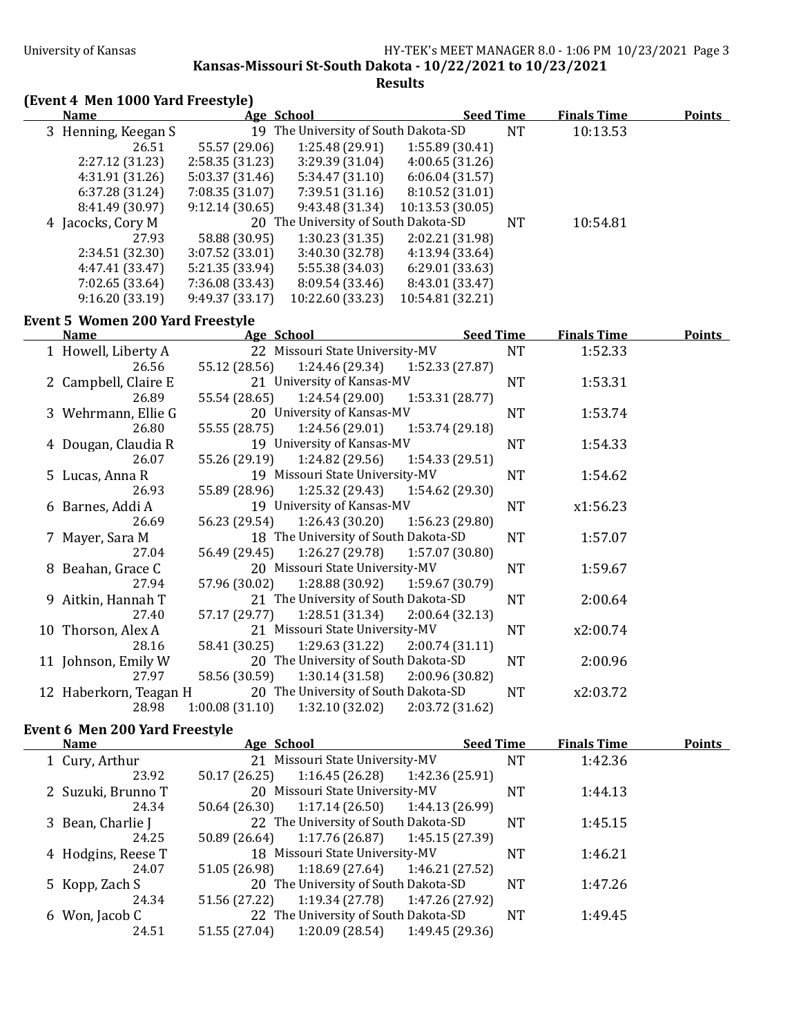Kansas-Missouri St-South Dakota - 10/22/2021 to 10/23/2021

## Results

### (Event 4 Men 1000 Yard Freestyle)

| Name | Age | School | Seed Time | Finals Time | Points |
|---|---|---|---|---|---|
| 3 Henning, Keegan S | 19 | The University of South Dakota-SD | NT | 10:13.53 | |
| 26.51 | 55.57 (29.06) | 1:25.48 (29.91) | 1:55.89 (30.41) | | |
| 2:27.12 (31.23) | 2:58.35 (31.23) | 3:29.39 (31.04) | 4:00.65 (31.26) | | |
| 4:31.91 (31.26) | 5:03.37 (31.46) | 5:34.47 (31.10) | 6:06.04 (31.57) | | |
| 6:37.28 (31.24) | 7:08.35 (31.07) | 7:39.51 (31.16) | 8:10.52 (31.01) | | |
| 8:41.49 (30.97) | 9:12.14 (30.65) | 9:43.48 (31.34) | 10:13.53 (30.05) | | |
| 4 Jacocks, Cory M | 20 | The University of South Dakota-SD | NT | 10:54.81 | |
| 27.93 | 58.88 (30.95) | 1:30.23 (31.35) | 2:02.21 (31.98) | | |
| 2:34.51 (32.30) | 3:07.52 (33.01) | 3:40.30 (32.78) | 4:13.94 (33.64) | | |
| 4:47.41 (33.47) | 5:21.35 (33.94) | 5:55.38 (34.03) | 6:29.01 (33.63) | | |
| 7:02.65 (33.64) | 7:36.08 (33.43) | 8:09.54 (33.46) | 8:43.01 (33.47) | | |
| 9:16.20 (33.19) | 9:49.37 (33.17) | 10:22.60 (33.23) | 10:54.81 (32.21) | | |

### Event 5 Women 200 Yard Freestyle

| Name | Age | School | Seed Time | Finals Time | Points |
|---|---|---|---|---|---|
| 1 Howell, Liberty A | 22 | Missouri State University-MV | NT | 1:52.33 | |
| 26.56 | 55.12 (28.56) | 1:24.46 (29.34) | 1:52.33 (27.87) | | |
| 2 Campbell, Claire E | 21 | University of Kansas-MV | NT | 1:53.31 | |
| 26.89 | 55.54 (28.65) | 1:24.54 (29.00) | 1:53.31 (28.77) | | |
| 3 Wehrmann, Ellie G | 20 | University of Kansas-MV | NT | 1:53.74 | |
| 26.80 | 55.55 (28.75) | 1:24.56 (29.01) | 1:53.74 (29.18) | | |
| 4 Dougan, Claudia R | 19 | University of Kansas-MV | NT | 1:54.33 | |
| 26.07 | 55.26 (29.19) | 1:24.82 (29.56) | 1:54.33 (29.51) | | |
| 5 Lucas, Anna R | 19 | Missouri State University-MV | NT | 1:54.62 | |
| 26.93 | 55.89 (28.96) | 1:25.32 (29.43) | 1:54.62 (29.30) | | |
| 6 Barnes, Addi A | 19 | University of Kansas-MV | NT | x1:56.23 | |
| 26.69 | 56.23 (29.54) | 1:26.43 (30.20) | 1:56.23 (29.80) | | |
| 7 Mayer, Sara M | 18 | The University of South Dakota-SD | NT | 1:57.07 | |
| 27.04 | 56.49 (29.45) | 1:26.27 (29.78) | 1:57.07 (30.80) | | |
| 8 Beahan, Grace C | 20 | Missouri State University-MV | NT | 1:59.67 | |
| 27.94 | 57.96 (30.02) | 1:28.88 (30.92) | 1:59.67 (30.79) | | |
| 9 Aitkin, Hannah T | 21 | The University of South Dakota-SD | NT | 2:00.64 | |
| 27.40 | 57.17 (29.77) | 1:28.51 (31.34) | 2:00.64 (32.13) | | |
| 10 Thorson, Alex A | 21 | Missouri State University-MV | NT | x2:00.74 | |
| 28.16 | 58.41 (30.25) | 1:29.63 (31.22) | 2:00.74 (31.11) | | |
| 11 Johnson, Emily W | 20 | The University of South Dakota-SD | NT | 2:00.96 | |
| 27.97 | 58.56 (30.59) | 1:30.14 (31.58) | 2:00.96 (30.82) | | |
| 12 Haberkorn, Teagan H | 20 | The University of South Dakota-SD | NT | x2:03.72 | |
| 28.98 | 1:00.08 (31.10) | 1:32.10 (32.02) | 2:03.72 (31.62) | | |

### Event 6 Men 200 Yard Freestyle

| Name | Age | School | Seed Time | Finals Time | Points |
|---|---|---|---|---|---|
| 1 Cury, Arthur | 21 | Missouri State University-MV | NT | 1:42.36 | |
| 23.92 | 50.17 (26.25) | 1:16.45 (26.28) | 1:42.36 (25.91) | | |
| 2 Suzuki, Brunno T | 20 | Missouri State University-MV | NT | 1:44.13 | |
| 24.34 | 50.64 (26.30) | 1:17.14 (26.50) | 1:44.13 (26.99) | | |
| 3 Bean, Charlie J | 22 | The University of South Dakota-SD | NT | 1:45.15 | |
| 24.25 | 50.89 (26.64) | 1:17.76 (26.87) | 1:45.15 (27.39) | | |
| 4 Hodgins, Reese T | 18 | Missouri State University-MV | NT | 1:46.21 | |
| 24.07 | 51.05 (26.98) | 1:18.69 (27.64) | 1:46.21 (27.52) | | |
| 5 Kopp, Zach S | 20 | The University of South Dakota-SD | NT | 1:47.26 | |
| 24.34 | 51.56 (27.22) | 1:19.34 (27.78) | 1:47.26 (27.92) | | |
| 6 Won, Jacob C | 22 | The University of South Dakota-SD | NT | 1:49.45 | |
| 24.51 | 51.55 (27.04) | 1:20.09 (28.54) | 1:49.45 (29.36) | | |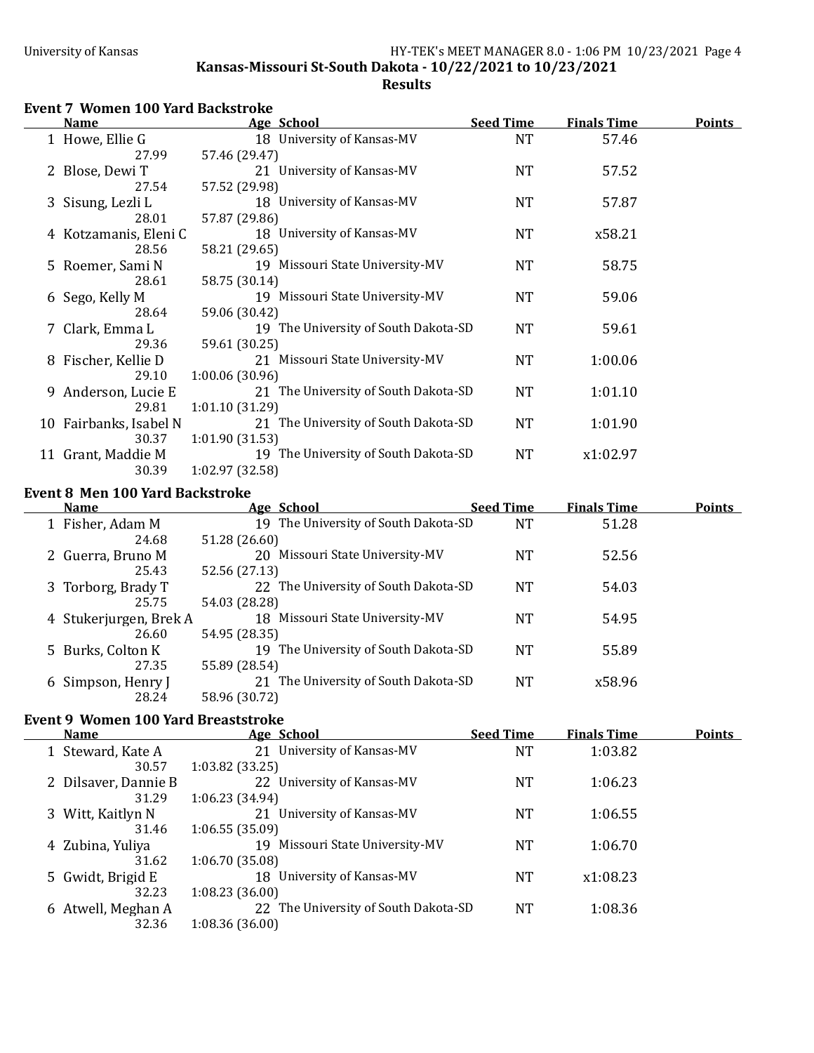Kansas-Missouri St-South Dakota - 10/22/2021 to 10/23/2021

Results

## Event 7 Women 100 Yard Backstroke

| | Name | Age | School | Seed Time | Finals Time | Points |
|---|---|---|---|---|---|---|
| 1 | Howe, Ellie G | 18 | University of Kansas-MV | NT | 57.46 | |
| | 27.99 | 57.46 (29.47) | | | | |
| 2 | Blose, Dewi T | 21 | University of Kansas-MV | NT | 57.52 | |
| | 27.54 | 57.52 (29.98) | | | | |
| 3 | Sisung, Lezli L | 18 | University of Kansas-MV | NT | 57.87 | |
| | 28.01 | 57.87 (29.86) | | | | |
| 4 | Kotzamanis, Eleni C | 18 | University of Kansas-MV | NT | x58.21 | |
| | 28.56 | 58.21 (29.65) | | | | |
| 5 | Roemer, Sami N | 19 | Missouri State University-MV | NT | 58.75 | |
| | 28.61 | 58.75 (30.14) | | | | |
| 6 | Sego, Kelly M | 19 | Missouri State University-MV | NT | 59.06 | |
| | 28.64 | 59.06 (30.42) | | | | |
| 7 | Clark, Emma L | 19 | The University of South Dakota-SD | NT | 59.61 | |
| | 29.36 | 59.61 (30.25) | | | | |
| 8 | Fischer, Kellie D | 21 | Missouri State University-MV | NT | 1:00.06 | |
| | 29.10 | 1:00.06 (30.96) | | | | |
| 9 | Anderson, Lucie E | 21 | The University of South Dakota-SD | NT | 1:01.10 | |
| | 29.81 | 1:01.10 (31.29) | | | | |
| 10 | Fairbanks, Isabel N | 21 | The University of South Dakota-SD | NT | 1:01.90 | |
| | 30.37 | 1:01.90 (31.53) | | | | |
| 11 | Grant, Maddie M | 19 | The University of South Dakota-SD | NT | x1:02.97 | |
| | 30.39 | 1:02.97 (32.58) | | | | |

## Event 8 Men 100 Yard Backstroke

| | Name | Age | School | Seed Time | Finals Time | Points |
|---|---|---|---|---|---|---|
| 1 | Fisher, Adam M | 19 | The University of South Dakota-SD | NT | 51.28 | |
| | 24.68 | 51.28 (26.60) | | | | |
| 2 | Guerra, Bruno M | 20 | Missouri State University-MV | NT | 52.56 | |
| | 25.43 | 52.56 (27.13) | | | | |
| 3 | Torborg, Brady T | 22 | The University of South Dakota-SD | NT | 54.03 | |
| | 25.75 | 54.03 (28.28) | | | | |
| 4 | Stukerjurgen, Brek A | 18 | Missouri State University-MV | NT | 54.95 | |
| | 26.60 | 54.95 (28.35) | | | | |
| 5 | Burks, Colton K | 19 | The University of South Dakota-SD | NT | 55.89 | |
| | 27.35 | 55.89 (28.54) | | | | |
| 6 | Simpson, Henry J | 21 | The University of South Dakota-SD | NT | x58.96 | |
| | 28.24 | 58.96 (30.72) | | | | |

## Event 9 Women 100 Yard Breaststroke

| | Name | Age | School | Seed Time | Finals Time | Points |
|---|---|---|---|---|---|---|
| 1 | Steward, Kate A | 21 | University of Kansas-MV | NT | 1:03.82 | |
| | 30.57 | 1:03.82 (33.25) | | | | |
| 2 | Dilsaver, Dannie B | 22 | University of Kansas-MV | NT | 1:06.23 | |
| | 31.29 | 1:06.23 (34.94) | | | | |
| 3 | Witt, Kaitlyn N | 21 | University of Kansas-MV | NT | 1:06.55 | |
| | 31.46 | 1:06.55 (35.09) | | | | |
| 4 | Zubina, Yuliya | 19 | Missouri State University-MV | NT | 1:06.70 | |
| | 31.62 | 1:06.70 (35.08) | | | | |
| 5 | Gwidt, Brigid E | 18 | University of Kansas-MV | NT | x1:08.23 | |
| | 32.23 | 1:08.23 (36.00) | | | | |
| 6 | Atwell, Meghan A | 22 | The University of South Dakota-SD | NT | 1:08.36 | |
| | 32.36 | 1:08.36 (36.00) | | | | |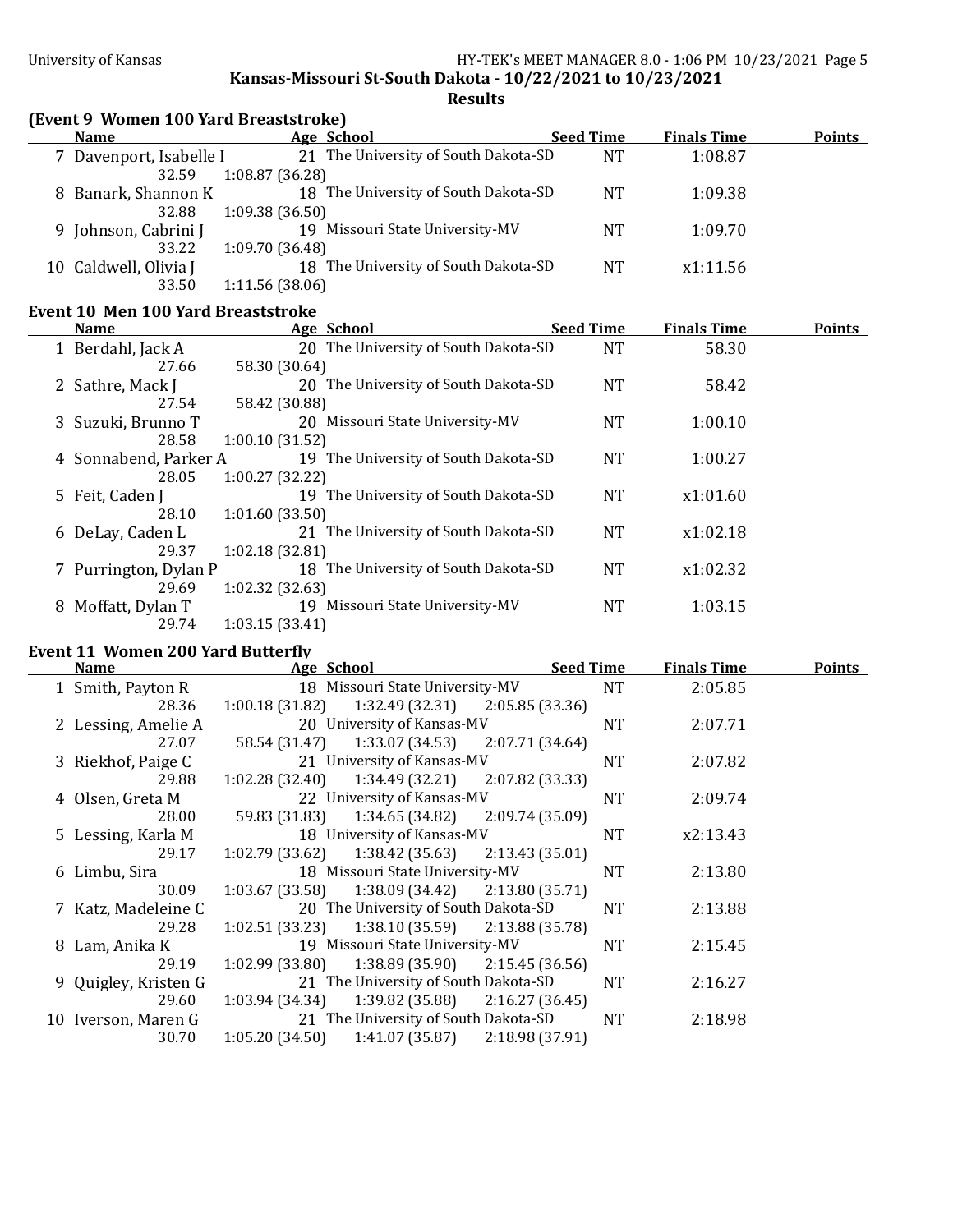## Kansas-Missouri St-South Dakota - 10/22/2021 to 10/23/2021

### Results

### (Event 9 Women 100 Yard Breaststroke)

| | Name | Age | School | Seed Time | Finals Time | Points |
|---|---|---|---|---|---|---|
| 7 | Davenport, Isabelle I | 21 | The University of South Dakota-SD | NT | 1:08.87 | |
| | 32.59 | 1:08.87 (36.28) | | | | |
| 8 | Banark, Shannon K | 18 | The University of South Dakota-SD | NT | 1:09.38 | |
| | 32.88 | 1:09.38 (36.50) | | | | |
| 9 | Johnson, Cabrini J | 19 | Missouri State University-MV | NT | 1:09.70 | |
| | 33.22 | 1:09.70 (36.48) | | | | |
| 10 | Caldwell, Olivia J | 18 | The University of South Dakota-SD | NT | x1:11.56 | |
| | 33.50 | 1:11.56 (38.06) | | | | |

### Event 10 Men 100 Yard Breaststroke

| | Name | Age | School | Seed Time | Finals Time | Points |
|---|---|---|---|---|---|---|
| 1 | Berdahl, Jack A | 20 | The University of South Dakota-SD | NT | 58.30 | |
| | 27.66 | 58.30 (30.64) | | | | |
| 2 | Sathre, Mack J | 20 | The University of South Dakota-SD | NT | 58.42 | |
| | 27.54 | 58.42 (30.88) | | | | |
| 3 | Suzuki, Brunno T | 20 | Missouri State University-MV | NT | 1:00.10 | |
| | 28.58 | 1:00.10 (31.52) | | | | |
| 4 | Sonnabend, Parker A | 19 | The University of South Dakota-SD | NT | 1:00.27 | |
| | 28.05 | 1:00.27 (32.22) | | | | |
| 5 | Feit, Caden J | 19 | The University of South Dakota-SD | NT | x1:01.60 | |
| | 28.10 | 1:01.60 (33.50) | | | | |
| 6 | DeLay, Caden L | 21 | The University of South Dakota-SD | NT | x1:02.18 | |
| | 29.37 | 1:02.18 (32.81) | | | | |
| 7 | Purrington, Dylan P | 18 | The University of South Dakota-SD | NT | x1:02.32 | |
| | 29.69 | 1:02.32 (32.63) | | | | |
| 8 | Moffatt, Dylan T | 19 | Missouri State University-MV | NT | 1:03.15 | |
| | 29.74 | 1:03.15 (33.41) | | | | |

### Event 11 Women 200 Yard Butterfly

| | Name | Age | School | Seed Time | Finals Time | Points |
|---|---|---|---|---|---|---|
| 1 | Smith, Payton R | 18 | Missouri State University-MV | NT | 2:05.85 | |
| | 28.36 | 1:00.18 (31.82) | 1:32.49 (32.31) | 2:05.85 (33.36) | | |
| 2 | Lessing, Amelie A | 20 | University of Kansas-MV | NT | 2:07.71 | |
| | 27.07 | 58.54 (31.47) | 1:33.07 (34.53) | 2:07.71 (34.64) | | |
| 3 | Riekhof, Paige C | 21 | University of Kansas-MV | NT | 2:07.82 | |
| | 29.88 | 1:02.28 (32.40) | 1:34.49 (32.21) | 2:07.82 (33.33) | | |
| 4 | Olsen, Greta M | 22 | University of Kansas-MV | NT | 2:09.74 | |
| | 28.00 | 59.83 (31.83) | 1:34.65 (34.82) | 2:09.74 (35.09) | | |
| 5 | Lessing, Karla M | 18 | University of Kansas-MV | NT | x2:13.43 | |
| | 29.17 | 1:02.79 (33.62) | 1:38.42 (35.63) | 2:13.43 (35.01) | | |
| 6 | Limbu, Sira | 18 | Missouri State University-MV | NT | 2:13.80 | |
| | 30.09 | 1:03.67 (33.58) | 1:38.09 (34.42) | 2:13.80 (35.71) | | |
| 7 | Katz, Madeleine C | 20 | The University of South Dakota-SD | NT | 2:13.88 | |
| | 29.28 | 1:02.51 (33.23) | 1:38.10 (35.59) | 2:13.88 (35.78) | | |
| 8 | Lam, Anika K | 19 | Missouri State University-MV | NT | 2:15.45 | |
| | 29.19 | 1:02.99 (33.80) | 1:38.89 (35.90) | 2:15.45 (36.56) | | |
| 9 | Quigley, Kristen G | 21 | The University of South Dakota-SD | NT | 2:16.27 | |
| | 29.60 | 1:03.94 (34.34) | 1:39.82 (35.88) | 2:16.27 (36.45) | | |
| 10 | Iverson, Maren G | 21 | The University of South Dakota-SD | NT | 2:18.98 | |
| | 30.70 | 1:05.20 (34.50) | 1:41.07 (35.87) | 2:18.98 (37.91) | | |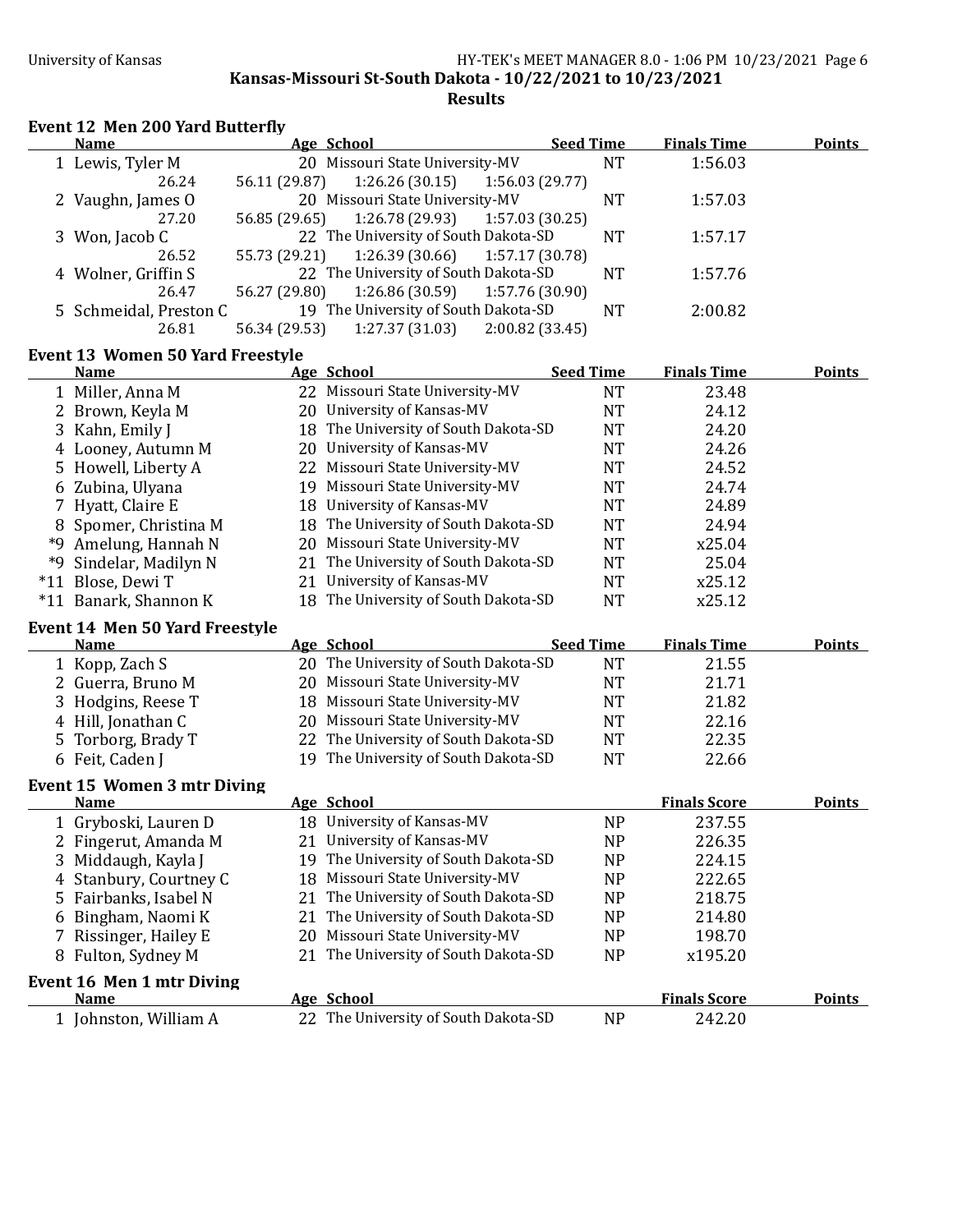**Kansas-Missouri St-South Dakota - 10/22/2021 to 10/23/2021**

**Results**

### Event 12 Men 200 Yard Butterfly

| | Name | Age | School | Seed Time | Finals Time | Points |
|---|---|---|---|---|---|---|
| 1 | Lewis, Tyler M | 20 | Missouri State University-MV | NT | 1:56.03 | |
| | 26.24 | 56.11 (29.87) | 1:26.26 (30.15) | 1:56.03 (29.77) | | |
| 2 | Vaughn, James O | 20 | Missouri State University-MV | NT | 1:57.03 | |
| | 27.20 | 56.85 (29.65) | 1:26.78 (29.93) | 1:57.03 (30.25) | | |
| 3 | Won, Jacob C | 22 | The University of South Dakota-SD | NT | 1:57.17 | |
| | 26.52 | 55.73 (29.21) | 1:26.39 (30.66) | 1:57.17 (30.78) | | |
| 4 | Wolner, Griffin S | 22 | The University of South Dakota-SD | NT | 1:57.76 | |
| | 26.47 | 56.27 (29.80) | 1:26.86 (30.59) | 1:57.76 (30.90) | | |
| 5 | Schmeidal, Preston C | 19 | The University of South Dakota-SD | NT | 2:00.82 | |
| | 26.81 | 56.34 (29.53) | 1:27.37 (31.03) | 2:00.82 (33.45) | | |

### Event 13 Women 50 Yard Freestyle

| | Name | Age | School | Seed Time | Finals Time | Points |
|---|---|---|---|---|---|---|
| 1 | Miller, Anna M | 22 | Missouri State University-MV | NT | 23.48 | |
| 2 | Brown, Keyla M | 20 | University of Kansas-MV | NT | 24.12 | |
| 3 | Kahn, Emily J | 18 | The University of South Dakota-SD | NT | 24.20 | |
| 4 | Looney, Autumn M | 20 | University of Kansas-MV | NT | 24.26 | |
| 5 | Howell, Liberty A | 22 | Missouri State University-MV | NT | 24.52 | |
| 6 | Zubina, Ulyana | 19 | Missouri State University-MV | NT | 24.74 | |
| 7 | Hyatt, Claire E | 18 | University of Kansas-MV | NT | 24.89 | |
| 8 | Spomer, Christina M | 18 | The University of South Dakota-SD | NT | 24.94 | |
| *9 | Amelung, Hannah N | 20 | Missouri State University-MV | NT | x25.04 | |
| *9 | Sindelar, Madilyn N | 21 | The University of South Dakota-SD | NT | 25.04 | |
| *11 | Blose, Dewi T | 21 | University of Kansas-MV | NT | x25.12 | |
| *11 | Banark, Shannon K | 18 | The University of South Dakota-SD | NT | x25.12 | |

### Event 14 Men 50 Yard Freestyle

| | Name | Age | School | Seed Time | Finals Time | Points |
|---|---|---|---|---|---|---|
| 1 | Kopp, Zach S | 20 | The University of South Dakota-SD | NT | 21.55 | |
| 2 | Guerra, Bruno M | 20 | Missouri State University-MV | NT | 21.71 | |
| 3 | Hodgins, Reese T | 18 | Missouri State University-MV | NT | 21.82 | |
| 4 | Hill, Jonathan C | 20 | Missouri State University-MV | NT | 22.16 | |
| 5 | Torborg, Brady T | 22 | The University of South Dakota-SD | NT | 22.35 | |
| 6 | Feit, Caden J | 19 | The University of South Dakota-SD | NT | 22.66 | |

### Event 15 Women 3 mtr Diving

| | Name | Age | School | | Finals Score | Points |
|---|---|---|---|---|---|---|
| 1 | Gryboski, Lauren D | 18 | University of Kansas-MV | NP | 237.55 | |
| 2 | Fingerut, Amanda M | 21 | University of Kansas-MV | NP | 226.35 | |
| 3 | Middaugh, Kayla J | 19 | The University of South Dakota-SD | NP | 224.15 | |
| 4 | Stanbury, Courtney C | 18 | Missouri State University-MV | NP | 222.65 | |
| 5 | Fairbanks, Isabel N | 21 | The University of South Dakota-SD | NP | 218.75 | |
| 6 | Bingham, Naomi K | 21 | The University of South Dakota-SD | NP | 214.80 | |
| 7 | Rissinger, Hailey E | 20 | Missouri State University-MV | NP | 198.70 | |
| 8 | Fulton, Sydney M | 21 | The University of South Dakota-SD | NP | x195.20 | |

### Event 16 Men 1 mtr Diving

| | Name | Age | School | | Finals Score | Points |
|---|---|---|---|---|---|---|
| 1 | Johnston, William A | 22 | The University of South Dakota-SD | NP | 242.20 | |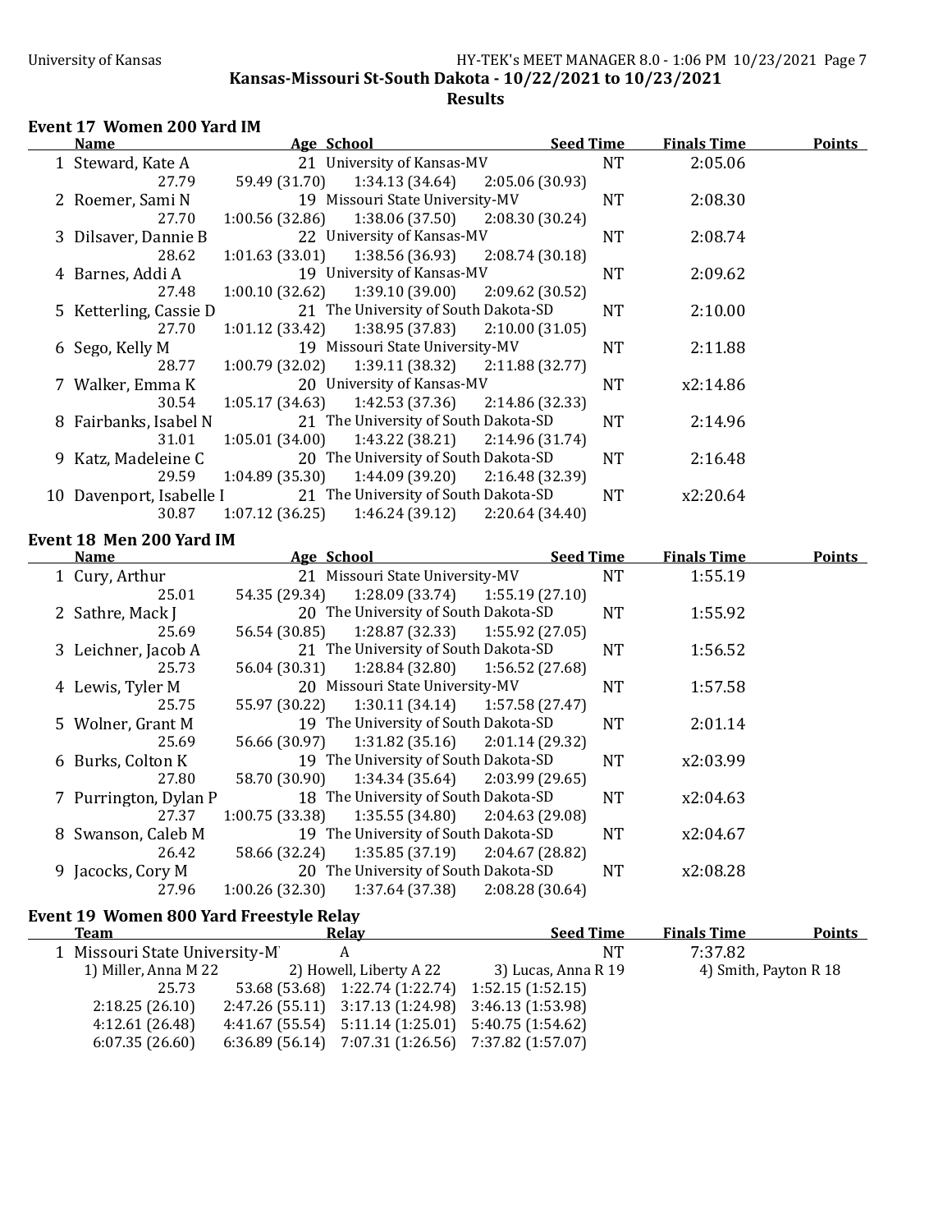Kansas-Missouri St-South Dakota - 10/22/2021 to 10/23/2021

**Results**

### Event 17 Women 200 Yard IM

| | Name | Age | School | Seed Time | Finals Time | Points |
|---|---|---|---|---|---|---|
| 1 | Steward, Kate A | 21 | University of Kansas-MV | NT | 2:05.06 | |
| | 27.79 | 59.49 (31.70) | 1:34.13 (34.64) | 2:05.06 (30.93) | | |
| 2 | Roemer, Sami N | 19 | Missouri State University-MV | NT | 2:08.30 | |
| | 27.70 | 1:00.56 (32.86) | 1:38.06 (37.50) | 2:08.30 (30.24) | | |
| 3 | Dilsaver, Dannie B | 22 | University of Kansas-MV | NT | 2:08.74 | |
| | 28.62 | 1:01.63 (33.01) | 1:38.56 (36.93) | 2:08.74 (30.18) | | |
| 4 | Barnes, Addi A | 19 | University of Kansas-MV | NT | 2:09.62 | |
| | 27.48 | 1:00.10 (32.62) | 1:39.10 (39.00) | 2:09.62 (30.52) | | |
| 5 | Ketterling, Cassie D | 21 | The University of South Dakota-SD | NT | 2:10.00 | |
| | 27.70 | 1:01.12 (33.42) | 1:38.95 (37.83) | 2:10.00 (31.05) | | |
| 6 | Sego, Kelly M | 19 | Missouri State University-MV | NT | 2:11.88 | |
| | 28.77 | 1:00.79 (32.02) | 1:39.11 (38.32) | 2:11.88 (32.77) | | |
| 7 | Walker, Emma K | 20 | University of Kansas-MV | NT | x2:14.86 | |
| | 30.54 | 1:05.17 (34.63) | 1:42.53 (37.36) | 2:14.86 (32.33) | | |
| 8 | Fairbanks, Isabel N | 21 | The University of South Dakota-SD | NT | 2:14.96 | |
| | 31.01 | 1:05.01 (34.00) | 1:43.22 (38.21) | 2:14.96 (31.74) | | |
| 9 | Katz, Madeleine C | 20 | The University of South Dakota-SD | NT | 2:16.48 | |
| | 29.59 | 1:04.89 (35.30) | 1:44.09 (39.20) | 2:16.48 (32.39) | | |
| 10 | Davenport, Isabelle I | 21 | The University of South Dakota-SD | NT | x2:20.64 | |
| | 30.87 | 1:07.12 (36.25) | 1:46.24 (39.12) | 2:20.64 (34.40) | | |

### Event 18 Men 200 Yard IM

| | Name | Age | School | Seed Time | Finals Time | Points |
|---|---|---|---|---|---|---|
| 1 | Cury, Arthur | 21 | Missouri State University-MV | NT | 1:55.19 | |
| | 25.01 | 54.35 (29.34) | 1:28.09 (33.74) | 1:55.19 (27.10) | | |
| 2 | Sathre, Mack J | 20 | The University of South Dakota-SD | NT | 1:55.92 | |
| | 25.69 | 56.54 (30.85) | 1:28.87 (32.33) | 1:55.92 (27.05) | | |
| 3 | Leichner, Jacob A | 21 | The University of South Dakota-SD | NT | 1:56.52 | |
| | 25.73 | 56.04 (30.31) | 1:28.84 (32.80) | 1:56.52 (27.68) | | |
| 4 | Lewis, Tyler M | 20 | Missouri State University-MV | NT | 1:57.58 | |
| | 25.75 | 55.97 (30.22) | 1:30.11 (34.14) | 1:57.58 (27.47) | | |
| 5 | Wolner, Grant M | 19 | The University of South Dakota-SD | NT | 2:01.14 | |
| | 25.69 | 56.66 (30.97) | 1:31.82 (35.16) | 2:01.14 (29.32) | | |
| 6 | Burks, Colton K | 19 | The University of South Dakota-SD | NT | x2:03.99 | |
| | 27.80 | 58.70 (30.90) | 1:34.34 (35.64) | 2:03.99 (29.65) | | |
| 7 | Purrington, Dylan P | 18 | The University of South Dakota-SD | NT | x2:04.63 | |
| | 27.37 | 1:00.75 (33.38) | 1:35.55 (34.80) | 2:04.63 (29.08) | | |
| 8 | Swanson, Caleb M | 19 | The University of South Dakota-SD | NT | x2:04.67 | |
| | 26.42 | 58.66 (32.24) | 1:35.85 (37.19) | 2:04.67 (28.82) | | |
| 9 | Jacocks, Cory M | 20 | The University of South Dakota-SD | NT | x2:08.28 | |
| | 27.96 | 1:00.26 (32.30) | 1:37.64 (37.38) | 2:08.28 (30.64) | | |

### Event 19 Women 800 Yard Freestyle Relay

| | Team | Relay | | Seed Time | Finals Time | Points |
|---|---|---|---|---|---|---|
| 1 | Missouri State University-M' | A | | NT | 7:37.82 | |
| | 1) Miller, Anna M 22 | 2) Howell, Liberty A 22 | 3) Lucas, Anna R 19 | 4) Smith, Payton R 18 | | |
| | 25.73 | 53.68 (53.68) | 1:22.74 (1:22.74) | 1:52.15 (1:52.15) | | |
| | 2:18.25 (26.10) | 2:47.26 (55.11) | 3:17.13 (1:24.98) | 3:46.13 (1:53.98) | | |
| | 4:12.61 (26.48) | 4:41.67 (55.54) | 5:11.14 (1:25.01) | 5:40.75 (1:54.62) | | |
| | 6:07.35 (26.60) | 6:36.89 (56.14) | 7:07.31 (1:26.56) | 7:37.82 (1:57.07) | | |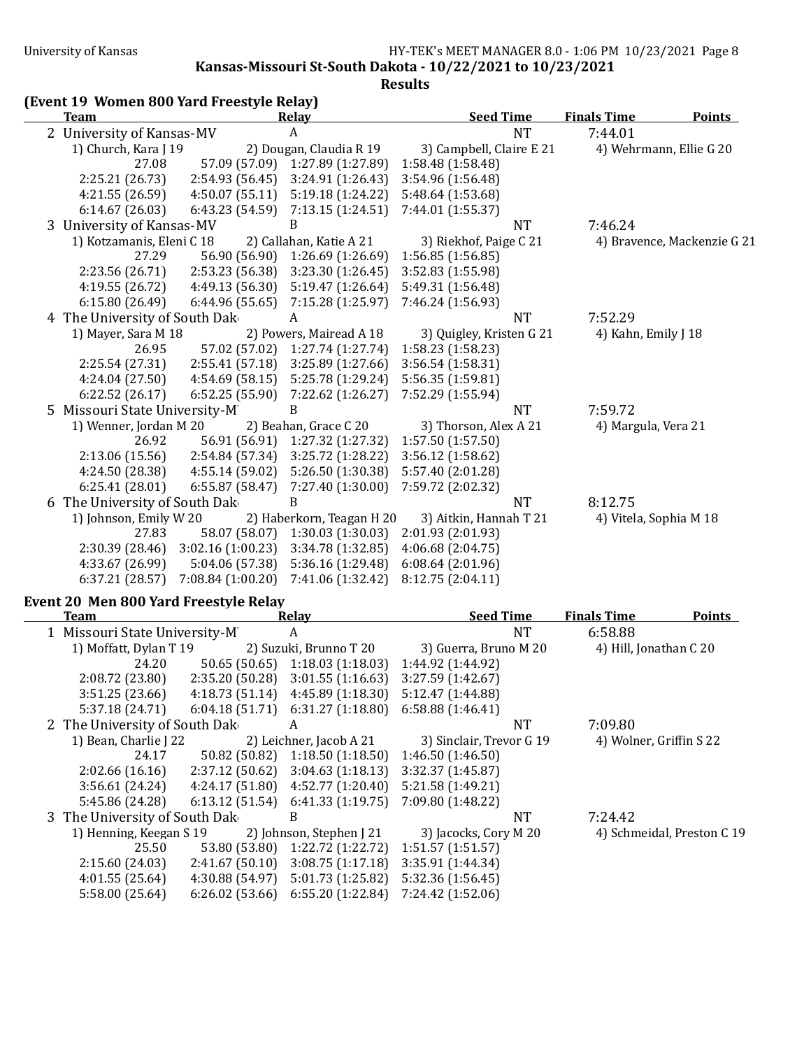**Kansas-Missouri St-South Dakota - 10/22/2021 to 10/23/2021**

**Results**

## (Event 19 Women 800 Yard Freestyle Relay)

| | Team | Relay | Seed Time | Finals Time | Points |
|---|---|---|---|---|---|
| 2 | University of Kansas-MV | A | NT | 7:44.01 | |

1) Church, Kara J 19 | 2) Dougan, Claudia R 19 | 3) Campbell, Claire E 21 | 4) Wehrmann, Ellie G 20

| | | | |
|---|---|---|---|
| 27.08 | 57.09 (57.09) | 1:27.89 (1:27.89) | 1:58.48 (1:58.48) |
| 2:25.21 (26.73) | 2:54.93 (56.45) | 3:24.91 (1:26.43) | 3:54.96 (1:56.48) |
| 4:21.55 (26.59) | 4:50.07 (55.11) | 5:19.18 (1:24.22) | 5:48.64 (1:53.68) |
| 6:14.67 (26.03) | 6:43.23 (54.59) | 7:13.15 (1:24.51) | 7:44.01 (1:55.37) |

| | Team | Relay | Seed Time | Finals Time | Points |
|---|---|---|---|---|---|
| 3 | University of Kansas-MV | B | NT | 7:46.24 | |

1) Kotzamanis, Eleni C 18 | 2) Callahan, Katie A 21 | 3) Riekhof, Paige C 21 | 4) Bravence, Mackenzie G 21

| | | | |
|---|---|---|---|
| 27.29 | 56.90 (56.90) | 1:26.69 (1:26.69) | 1:56.85 (1:56.85) |
| 2:23.56 (26.71) | 2:53.23 (56.38) | 3:23.30 (1:26.45) | 3:52.83 (1:55.98) |
| 4:19.55 (26.72) | 4:49.13 (56.30) | 5:19.47 (1:26.64) | 5:49.31 (1:56.48) |
| 6:15.80 (26.49) | 6:44.96 (55.65) | 7:15.28 (1:25.97) | 7:46.24 (1:56.93) |

| | Team | Relay | Seed Time | Finals Time | Points |
|---|---|---|---|---|---|
| 4 | The University of South Dak | A | NT | 7:52.29 | |

1) Mayer, Sara M 18 | 2) Powers, Mairead A 18 | 3) Quigley, Kristen G 21 | 4) Kahn, Emily J 18

| | | | |
|---|---|---|---|
| 26.95 | 57.02 (57.02) | 1:27.74 (1:27.74) | 1:58.23 (1:58.23) |
| 2:25.54 (27.31) | 2:55.41 (57.18) | 3:25.89 (1:27.66) | 3:56.54 (1:58.31) |
| 4:24.04 (27.50) | 4:54.69 (58.15) | 5:25.78 (1:29.24) | 5:56.35 (1:59.81) |
| 6:22.52 (26.17) | 6:52.25 (55.90) | 7:22.62 (1:26.27) | 7:52.29 (1:55.94) |

| | Team | Relay | Seed Time | Finals Time | Points |
|---|---|---|---|---|---|
| 5 | Missouri State University-M | B | NT | 7:59.72 | |

1) Wenner, Jordan M 20 | 2) Beahan, Grace C 20 | 3) Thorson, Alex A 21 | 4) Margula, Vera 21

| | | | |
|---|---|---|---|
| 26.92 | 56.91 (56.91) | 1:27.32 (1:27.32) | 1:57.50 (1:57.50) |
| 2:13.06 (15.56) | 2:54.84 (57.34) | 3:25.72 (1:28.22) | 3:56.12 (1:58.62) |
| 4:24.50 (28.38) | 4:55.14 (59.02) | 5:26.50 (1:30.38) | 5:57.40 (2:01.28) |
| 6:25.41 (28.01) | 6:55.87 (58.47) | 7:27.40 (1:30.00) | 7:59.72 (2:02.32) |

| | Team | Relay | Seed Time | Finals Time | Points |
|---|---|---|---|---|---|
| 6 | The University of South Dak | B | NT | 8:12.75 | |

1) Johnson, Emily W 20 | 2) Haberkorn, Teagan H 20 | 3) Aitkin, Hannah T 21 | 4) Vitela, Sophia M 18

| | | | |
|---|---|---|---|
| 27.83 | 58.07 (58.07) | 1:30.03 (1:30.03) | 2:01.93 (2:01.93) |
| 2:30.39 (28.46) | 3:02.16 (1:00.23) | 3:34.78 (1:32.85) | 4:06.68 (2:04.75) |
| 4:33.67 (26.99) | 5:04.06 (57.38) | 5:36.16 (1:29.48) | 6:08.64 (2:01.96) |
| 6:37.21 (28.57) | 7:08.84 (1:00.20) | 7:41.06 (1:32.42) | 8:12.75 (2:04.11) |

## Event 20 Men 800 Yard Freestyle Relay

| | Team | Relay | Seed Time | Finals Time | Points |
|---|---|---|---|---|---|
| 1 | Missouri State University-M | A | NT | 6:58.88 | |

1) Moffatt, Dylan T 19 | 2) Suzuki, Brunno T 20 | 3) Guerra, Bruno M 20 | 4) Hill, Jonathan C 20

| | | | |
|---|---|---|---|
| 24.20 | 50.65 (50.65) | 1:18.03 (1:18.03) | 1:44.92 (1:44.92) |
| 2:08.72 (23.80) | 2:35.20 (50.28) | 3:01.55 (1:16.63) | 3:27.59 (1:42.67) |
| 3:51.25 (23.66) | 4:18.73 (51.14) | 4:45.89 (1:18.30) | 5:12.47 (1:44.88) |
| 5:37.18 (24.71) | 6:04.18 (51.71) | 6:31.27 (1:18.80) | 6:58.88 (1:46.41) |

| | Team | Relay | Seed Time | Finals Time | Points |
|---|---|---|---|---|---|
| 2 | The University of South Dak | A | NT | 7:09.80 | |

1) Bean, Charlie J 22 | 2) Leichner, Jacob A 21 | 3) Sinclair, Trevor G 19 | 4) Wolner, Griffin S 22

| | | | |
|---|---|---|---|
| 24.17 | 50.82 (50.82) | 1:18.50 (1:18.50) | 1:46.50 (1:46.50) |
| 2:02.66 (16.16) | 2:37.12 (50.62) | 3:04.63 (1:18.13) | 3:32.37 (1:45.87) |
| 3:56.61 (24.24) | 4:24.17 (51.80) | 4:52.77 (1:20.40) | 5:21.58 (1:49.21) |
| 5:45.86 (24.28) | 6:13.12 (51.54) | 6:41.33 (1:19.75) | 7:09.80 (1:48.22) |

| | Team | Relay | Seed Time | Finals Time | Points |
|---|---|---|---|---|---|
| 3 | The University of South Dak | B | NT | 7:24.42 | |

1) Henning, Keegan S 19 | 2) Johnson, Stephen J 21 | 3) Jacocks, Cory M 20 | 4) Schmeidal, Preston C 19

| | | | |
|---|---|---|---|
| 25.50 | 53.80 (53.80) | 1:22.72 (1:22.72) | 1:51.57 (1:51.57) |
| 2:15.60 (24.03) | 2:41.67 (50.10) | 3:08.75 (1:17.18) | 3:35.91 (1:44.34) |
| 4:01.55 (25.64) | 4:30.88 (54.97) | 5:01.73 (1:25.82) | 5:32.36 (1:56.45) |
| 5:58.00 (25.64) | 6:26.02 (53.66) | 6:55.20 (1:22.84) | 7:24.42 (1:52.06) |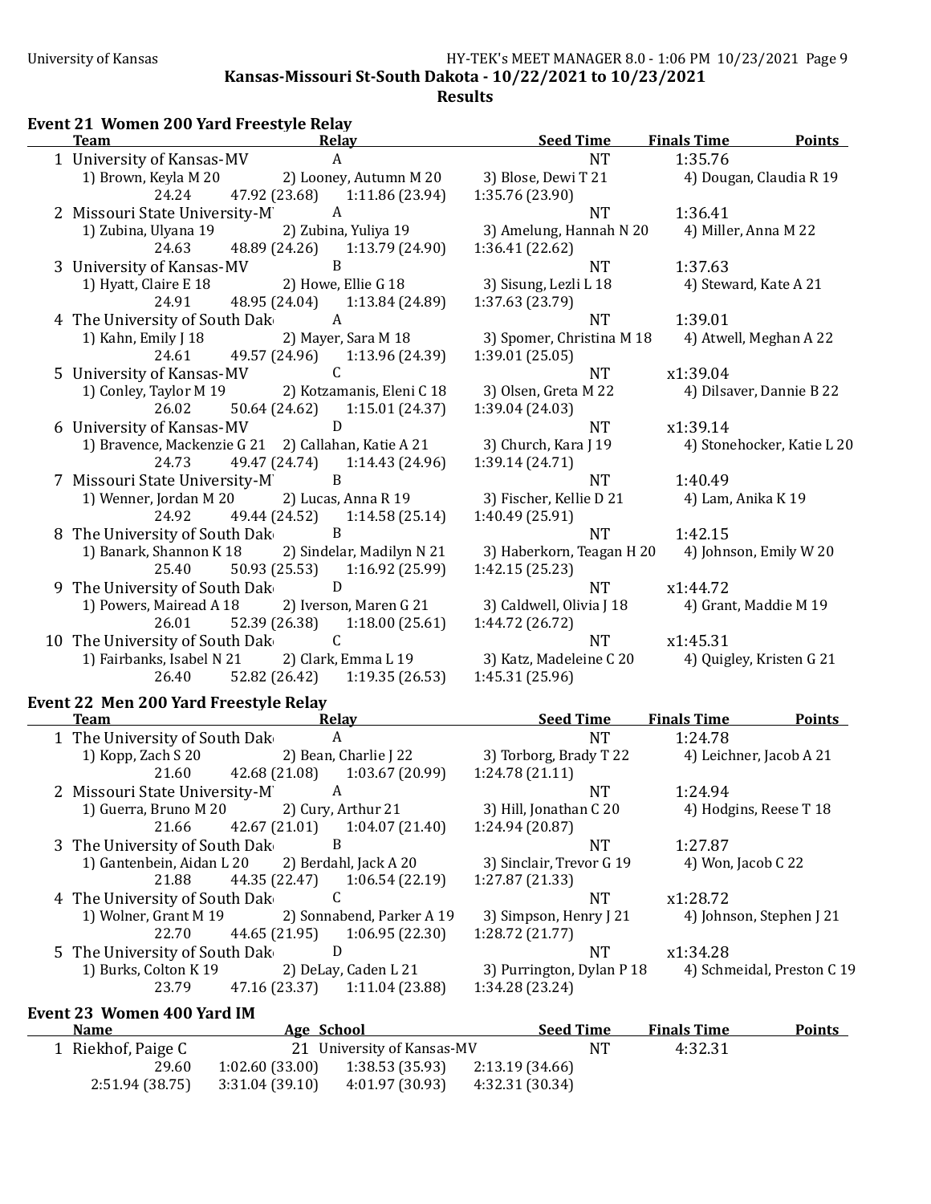Kansas-Missouri St-South Dakota - 10/22/2021 to 10/23/2021

**Results**

### Event 21 Women 200 Yard Freestyle Relay

| | Team | Relay | Seed Time | Finals Time | Points |
|---|---|---|---|---|---|
| 1 | University of Kansas-MV | A | NT | 1:35.76 | |
| | 1) Brown, Keyla M 20 | 2) Looney, Autumn M 20 | 3) Blose, Dewi T 21 | 4) Dougan, Claudia R 19 | |
| | 24.24 | 47.92 (23.68) | 1:11.86 (23.94) | 1:35.76 (23.90) | |
| 2 | Missouri State University-M | A | NT | 1:36.41 | |
| | 1) Zubina, Ulyana 19 | 2) Zubina, Yuliya 19 | 3) Amelung, Hannah N 20 | 4) Miller, Anna M 22 | |
| | 24.63 | 48.89 (24.26) | 1:13.79 (24.90) | 1:36.41 (22.62) | |
| 3 | University of Kansas-MV | B | NT | 1:37.63 | |
| | 1) Hyatt, Claire E 18 | 2) Howe, Ellie G 18 | 3) Sisung, Lezli L 18 | 4) Steward, Kate A 21 | |
| | 24.91 | 48.95 (24.04) | 1:13.84 (24.89) | 1:37.63 (23.79) | |
| 4 | The University of South Dak | A | NT | 1:39.01 | |
| | 1) Kahn, Emily J 18 | 2) Mayer, Sara M 18 | 3) Spomer, Christina M 18 | 4) Atwell, Meghan A 22 | |
| | 24.61 | 49.57 (24.96) | 1:13.96 (24.39) | 1:39.01 (25.05) | |
| 5 | University of Kansas-MV | C | NT | x1:39.04 | |
| | 1) Conley, Taylor M 19 | 2) Kotzamanis, Eleni C 18 | 3) Olsen, Greta M 22 | 4) Dilsaver, Dannie B 22 | |
| | 26.02 | 50.64 (24.62) | 1:15.01 (24.37) | 1:39.04 (24.03) | |
| 6 | University of Kansas-MV | D | NT | x1:39.14 | |
| | 1) Bravence, Mackenzie G 21 | 2) Callahan, Katie A 21 | 3) Church, Kara J 19 | 4) Stonehocker, Katie L 20 | |
| | 24.73 | 49.47 (24.74) | 1:14.43 (24.96) | 1:39.14 (24.71) | |
| 7 | Missouri State University-M | B | NT | 1:40.49 | |
| | 1) Wenner, Jordan M 20 | 2) Lucas, Anna R 19 | 3) Fischer, Kellie D 21 | 4) Lam, Anika K 19 | |
| | 24.92 | 49.44 (24.52) | 1:14.58 (25.14) | 1:40.49 (25.91) | |
| 8 | The University of South Dak | B | NT | 1:42.15 | |
| | 1) Banark, Shannon K 18 | 2) Sindelar, Madilyn N 21 | 3) Haberkorn, Teagan H 20 | 4) Johnson, Emily W 20 | |
| | 25.40 | 50.93 (25.53) | 1:16.92 (25.99) | 1:42.15 (25.23) | |
| 9 | The University of South Dak | D | NT | x1:44.72 | |
| | 1) Powers, Mairead A 18 | 2) Iverson, Maren G 21 | 3) Caldwell, Olivia J 18 | 4) Grant, Maddie M 19 | |
| | 26.01 | 52.39 (26.38) | 1:18.00 (25.61) | 1:44.72 (26.72) | |
| 10 | The University of South Dak | C | NT | x1:45.31 | |
| | 1) Fairbanks, Isabel N 21 | 2) Clark, Emma L 19 | 3) Katz, Madeleine C 20 | 4) Quigley, Kristen G 21 | |
| | 26.40 | 52.82 (26.42) | 1:19.35 (26.53) | 1:45.31 (25.96) | |

### Event 22 Men 200 Yard Freestyle Relay

| | Team | Relay | Seed Time | Finals Time | Points |
|---|---|---|---|---|---|
| 1 | The University of South Dak | A | NT | 1:24.78 | |
| | 1) Kopp, Zach S 20 | 2) Bean, Charlie J 22 | 3) Torborg, Brady T 22 | 4) Leichner, Jacob A 21 | |
| | 21.60 | 42.68 (21.08) | 1:03.67 (20.99) | 1:24.78 (21.11) | |
| 2 | Missouri State University-M | A | NT | 1:24.94 | |
| | 1) Guerra, Bruno M 20 | 2) Cury, Arthur 21 | 3) Hill, Jonathan C 20 | 4) Hodgins, Reese T 18 | |
| | 21.66 | 42.67 (21.01) | 1:04.07 (21.40) | 1:24.94 (20.87) | |
| 3 | The University of South Dak | B | NT | 1:27.87 | |
| | 1) Gantenbein, Aidan L 20 | 2) Berdahl, Jack A 20 | 3) Sinclair, Trevor G 19 | 4) Won, Jacob C 22 | |
| | 21.88 | 44.35 (22.47) | 1:06.54 (22.19) | 1:27.87 (21.33) | |
| 4 | The University of South Dak | C | NT | x1:28.72 | |
| | 1) Wolner, Grant M 19 | 2) Sonnabend, Parker A 19 | 3) Simpson, Henry J 21 | 4) Johnson, Stephen J 21 | |
| | 22.70 | 44.65 (21.95) | 1:06.95 (22.30) | 1:28.72 (21.77) | |
| 5 | The University of South Dak | D | NT | x1:34.28 | |
| | 1) Burks, Colton K 19 | 2) DeLay, Caden L 21 | 3) Purrington, Dylan P 18 | 4) Schmeidal, Preston C 19 | |
| | 23.79 | 47.16 (23.37) | 1:11.04 (23.88) | 1:34.28 (23.24) | |

### Event 23 Women 400 Yard IM

| | Name | Age | School | Seed Time | Finals Time | Points |
|---|---|---|---|---|---|---|
| 1 | Riekhof, Paige C | 21 | University of Kansas-MV | NT | 4:32.31 | |
| | 29.60 | 1:02.60 (33.00) | 1:38.53 (35.93) | 2:13.19 (34.66) | | |
| | 2:51.94 (38.75) | 3:31.04 (39.10) | 4:01.97 (30.93) | 4:32.31 (30.34) | | |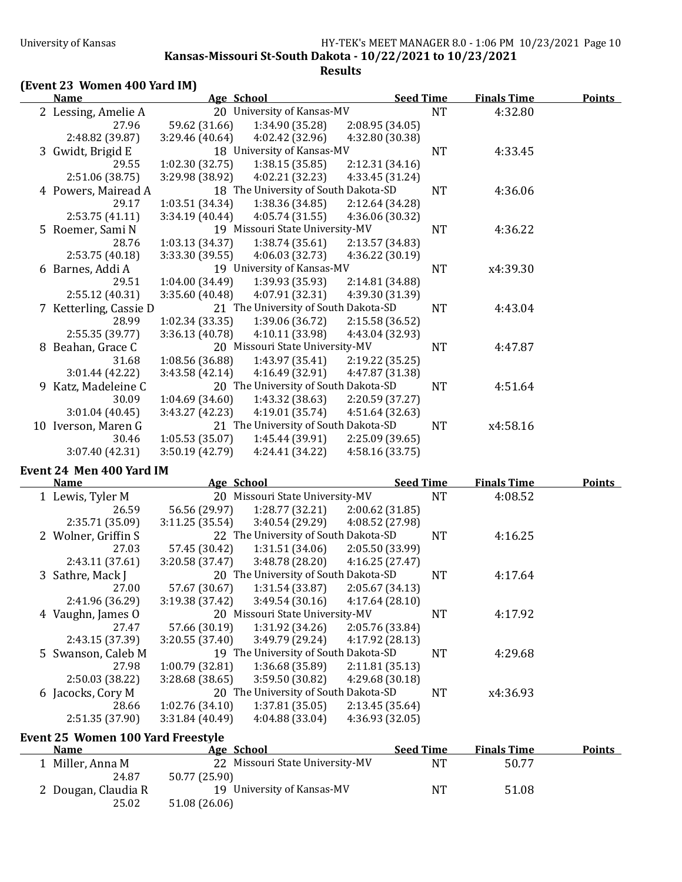Kansas-Missouri St-South Dakota - 10/22/2021 to 10/23/2021

## Results

### (Event 23 Women 400 Yard IM)

| | Name | Age | School | Seed Time | Finals Time | Points |
|---|---|---|---|---|---|---|
| 2 | Lessing, Amelie A | 20 | University of Kansas-MV | NT | 4:32.80 | |
| | 27.96 | 59.62 (31.66) | 1:34.90 (35.28) | 2:08.95 (34.05) | | |
| | 2:48.82 (39.87) | 3:29.46 (40.64) | 4:02.42 (32.96) | 4:32.80 (30.38) | | |
| 3 | Gwidt, Brigid E | 18 | University of Kansas-MV | NT | 4:33.45 | |
| | 29.55 | 1:02.30 (32.75) | 1:38.15 (35.85) | 2:12.31 (34.16) | | |
| | 2:51.06 (38.75) | 3:29.98 (38.92) | 4:02.21 (32.23) | 4:33.45 (31.24) | | |
| 4 | Powers, Mairead A | 18 | The University of South Dakota-SD | NT | 4:36.06 | |
| | 29.17 | 1:03.51 (34.34) | 1:38.36 (34.85) | 2:12.64 (34.28) | | |
| | 2:53.75 (41.11) | 3:34.19 (40.44) | 4:05.74 (31.55) | 4:36.06 (30.32) | | |
| 5 | Roemer, Sami N | 19 | Missouri State University-MV | NT | 4:36.22 | |
| | 28.76 | 1:03.13 (34.37) | 1:38.74 (35.61) | 2:13.57 (34.83) | | |
| | 2:53.75 (40.18) | 3:33.30 (39.55) | 4:06.03 (32.73) | 4:36.22 (30.19) | | |
| 6 | Barnes, Addi A | 19 | University of Kansas-MV | NT | x4:39.30 | |
| | 29.51 | 1:04.00 (34.49) | 1:39.93 (35.93) | 2:14.81 (34.88) | | |
| | 2:55.12 (40.31) | 3:35.60 (40.48) | 4:07.91 (32.31) | 4:39.30 (31.39) | | |
| 7 | Ketterling, Cassie D | 21 | The University of South Dakota-SD | NT | 4:43.04 | |
| | 28.99 | 1:02.34 (33.35) | 1:39.06 (36.72) | 2:15.58 (36.52) | | |
| | 2:55.35 (39.77) | 3:36.13 (40.78) | 4:10.11 (33.98) | 4:43.04 (32.93) | | |
| 8 | Beahan, Grace C | 20 | Missouri State University-MV | NT | 4:47.87 | |
| | 31.68 | 1:08.56 (36.88) | 1:43.97 (35.41) | 2:19.22 (35.25) | | |
| | 3:01.44 (42.22) | 3:43.58 (42.14) | 4:16.49 (32.91) | 4:47.87 (31.38) | | |
| 9 | Katz, Madeleine C | 20 | The University of South Dakota-SD | NT | 4:51.64 | |
| | 30.09 | 1:04.69 (34.60) | 1:43.32 (38.63) | 2:20.59 (37.27) | | |
| | 3:01.04 (40.45) | 3:43.27 (42.23) | 4:19.01 (35.74) | 4:51.64 (32.63) | | |
| 10 | Iverson, Maren G | 21 | The University of South Dakota-SD | NT | x4:58.16 | |
| | 30.46 | 1:05.53 (35.07) | 1:45.44 (39.91) | 2:25.09 (39.65) | | |
| | 3:07.40 (42.31) | 3:50.19 (42.79) | 4:24.41 (34.22) | 4:58.16 (33.75) | | |

### Event 24 Men 400 Yard IM

| | Name | Age | School | Seed Time | Finals Time | Points |
|---|---|---|---|---|---|---|
| 1 | Lewis, Tyler M | 20 | Missouri State University-MV | NT | 4:08.52 | |
| | 26.59 | 56.56 (29.97) | 1:28.77 (32.21) | 2:00.62 (31.85) | | |
| | 2:35.71 (35.09) | 3:11.25 (35.54) | 3:40.54 (29.29) | 4:08.52 (27.98) | | |
| 2 | Wolner, Griffin S | 22 | The University of South Dakota-SD | NT | 4:16.25 | |
| | 27.03 | 57.45 (30.42) | 1:31.51 (34.06) | 2:05.50 (33.99) | | |
| | 2:43.11 (37.61) | 3:20.58 (37.47) | 3:48.78 (28.20) | 4:16.25 (27.47) | | |
| 3 | Sathre, Mack J | 20 | The University of South Dakota-SD | NT | 4:17.64 | |
| | 27.00 | 57.67 (30.67) | 1:31.54 (33.87) | 2:05.67 (34.13) | | |
| | 2:41.96 (36.29) | 3:19.38 (37.42) | 3:49.54 (30.16) | 4:17.64 (28.10) | | |
| 4 | Vaughn, James O | 20 | Missouri State University-MV | NT | 4:17.92 | |
| | 27.47 | 57.66 (30.19) | 1:31.92 (34.26) | 2:05.76 (33.84) | | |
| | 2:43.15 (37.39) | 3:20.55 (37.40) | 3:49.79 (29.24) | 4:17.92 (28.13) | | |
| 5 | Swanson, Caleb M | 19 | The University of South Dakota-SD | NT | 4:29.68 | |
| | 27.98 | 1:00.79 (32.81) | 1:36.68 (35.89) | 2:11.81 (35.13) | | |
| | 2:50.03 (38.22) | 3:28.68 (38.65) | 3:59.50 (30.82) | 4:29.68 (30.18) | | |
| 6 | Jacocks, Cory M | 20 | The University of South Dakota-SD | NT | x4:36.93 | |
| | 28.66 | 1:02.76 (34.10) | 1:37.81 (35.05) | 2:13.45 (35.64) | | |
| | 2:51.35 (37.90) | 3:31.84 (40.49) | 4:04.88 (33.04) | 4:36.93 (32.05) | | |

### Event 25 Women 100 Yard Freestyle

| | Name | Age | School | Seed Time | Finals Time | Points |
|---|---|---|---|---|---|---|
| 1 | Miller, Anna M | 22 | Missouri State University-MV | NT | 50.77 | |
| | 24.87 | 50.77 (25.90) | | | | |
| 2 | Dougan, Claudia R | 19 | University of Kansas-MV | NT | 51.08 | |
| | 25.02 | 51.08 (26.06) | | | | |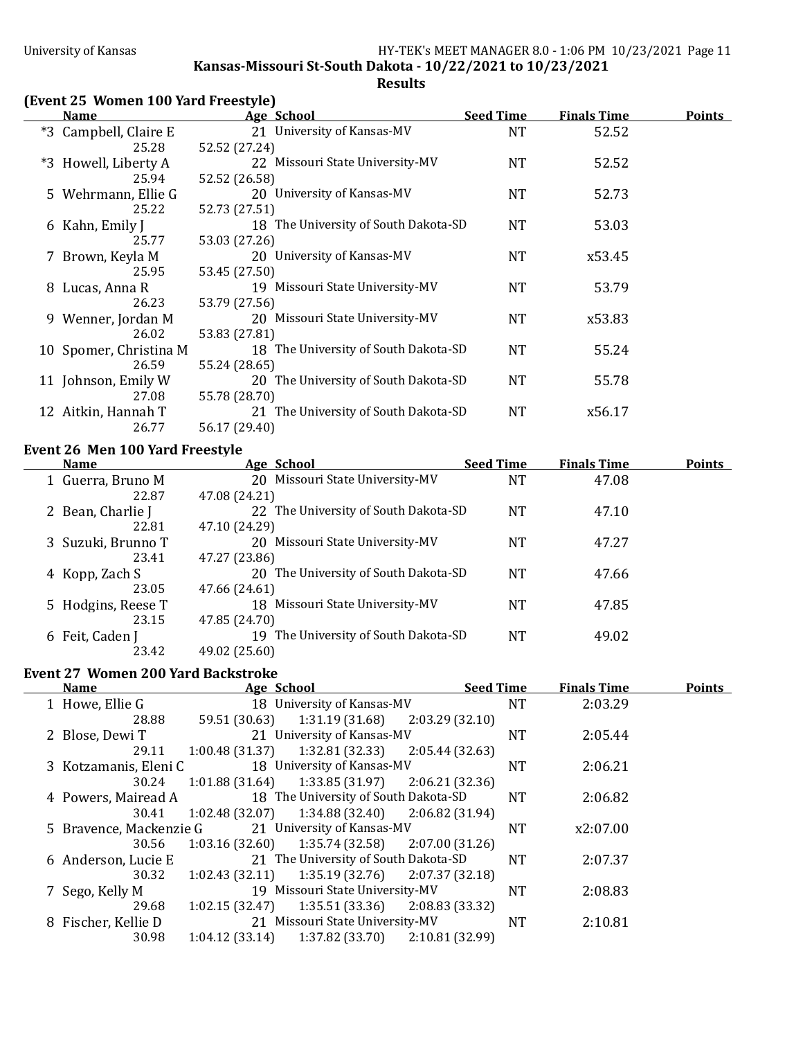**Kansas-Missouri St-South Dakota - 10/22/2021 to 10/23/2021**

**Results**

### (Event 25 Women 100 Yard Freestyle)

| | Name | Age | School | Seed Time | Finals Time | Points |
|---|---|---|---|---|---|---|
| *3 | Campbell, Claire E | 21 | University of Kansas-MV | NT | 52.52 | |
| | 25.28 | 52.52 (27.24) | | | | |
| *3 | Howell, Liberty A | 22 | Missouri State University-MV | NT | 52.52 | |
| | 25.94 | 52.52 (26.58) | | | | |
| 5 | Wehrmann, Ellie G | 20 | University of Kansas-MV | NT | 52.73 | |
| | 25.22 | 52.73 (27.51) | | | | |
| 6 | Kahn, Emily J | 18 | The University of South Dakota-SD | NT | 53.03 | |
| | 25.77 | 53.03 (27.26) | | | | |
| 7 | Brown, Keyla M | 20 | University of Kansas-MV | NT | x53.45 | |
| | 25.95 | 53.45 (27.50) | | | | |
| 8 | Lucas, Anna R | 19 | Missouri State University-MV | NT | 53.79 | |
| | 26.23 | 53.79 (27.56) | | | | |
| 9 | Wenner, Jordan M | 20 | Missouri State University-MV | NT | x53.83 | |
| | 26.02 | 53.83 (27.81) | | | | |
| 10 | Spomer, Christina M | 18 | The University of South Dakota-SD | NT | 55.24 | |
| | 26.59 | 55.24 (28.65) | | | | |
| 11 | Johnson, Emily W | 20 | The University of South Dakota-SD | NT | 55.78 | |
| | 27.08 | 55.78 (28.70) | | | | |
| 12 | Aitkin, Hannah T | 21 | The University of South Dakota-SD | NT | x56.17 | |
| | 26.77 | 56.17 (29.40) | | | | |

### Event 26 Men 100 Yard Freestyle

| | Name | Age | School | Seed Time | Finals Time | Points |
|---|---|---|---|---|---|---|
| 1 | Guerra, Bruno M | 20 | Missouri State University-MV | NT | 47.08 | |
| | 22.87 | 47.08 (24.21) | | | | |
| 2 | Bean, Charlie J | 22 | The University of South Dakota-SD | NT | 47.10 | |
| | 22.81 | 47.10 (24.29) | | | | |
| 3 | Suzuki, Brunno T | 20 | Missouri State University-MV | NT | 47.27 | |
| | 23.41 | 47.27 (23.86) | | | | |
| 4 | Kopp, Zach S | 20 | The University of South Dakota-SD | NT | 47.66 | |
| | 23.05 | 47.66 (24.61) | | | | |
| 5 | Hodgins, Reese T | 18 | Missouri State University-MV | NT | 47.85 | |
| | 23.15 | 47.85 (24.70) | | | | |
| 6 | Feit, Caden J | 19 | The University of South Dakota-SD | NT | 49.02 | |
| | 23.42 | 49.02 (25.60) | | | | |

### Event 27 Women 200 Yard Backstroke

| | Name | Age | School | Seed Time | Finals Time | Points |
|---|---|---|---|---|---|---|
| 1 | Howe, Ellie G | 18 | University of Kansas-MV | NT | 2:03.29 | |
| | 28.88 | 59.51 (30.63) | 1:31.19 (31.68) | 2:03.29 (32.10) | | |
| 2 | Blose, Dewi T | 21 | University of Kansas-MV | NT | 2:05.44 | |
| | 29.11 | 1:00.48 (31.37) | 1:32.81 (32.33) | 2:05.44 (32.63) | | |
| 3 | Kotzamanis, Eleni C | 18 | University of Kansas-MV | NT | 2:06.21 | |
| | 30.24 | 1:01.88 (31.64) | 1:33.85 (31.97) | 2:06.21 (32.36) | | |
| 4 | Powers, Mairead A | 18 | The University of South Dakota-SD | NT | 2:06.82 | |
| | 30.41 | 1:02.48 (32.07) | 1:34.88 (32.40) | 2:06.82 (31.94) | | |
| 5 | Bravence, Mackenzie G | 21 | University of Kansas-MV | NT | x2:07.00 | |
| | 30.56 | 1:03.16 (32.60) | 1:35.74 (32.58) | 2:07.00 (31.26) | | |
| 6 | Anderson, Lucie E | 21 | The University of South Dakota-SD | NT | 2:07.37 | |
| | 30.32 | 1:02.43 (32.11) | 1:35.19 (32.76) | 2:07.37 (32.18) | | |
| 7 | Sego, Kelly M | 19 | Missouri State University-MV | NT | 2:08.83 | |
| | 29.68 | 1:02.15 (32.47) | 1:35.51 (33.36) | 2:08.83 (33.32) | | |
| 8 | Fischer, Kellie D | 21 | Missouri State University-MV | NT | 2:10.81 | |
| | 30.98 | 1:04.12 (33.14) | 1:37.82 (33.70) | 2:10.81 (32.99) | | |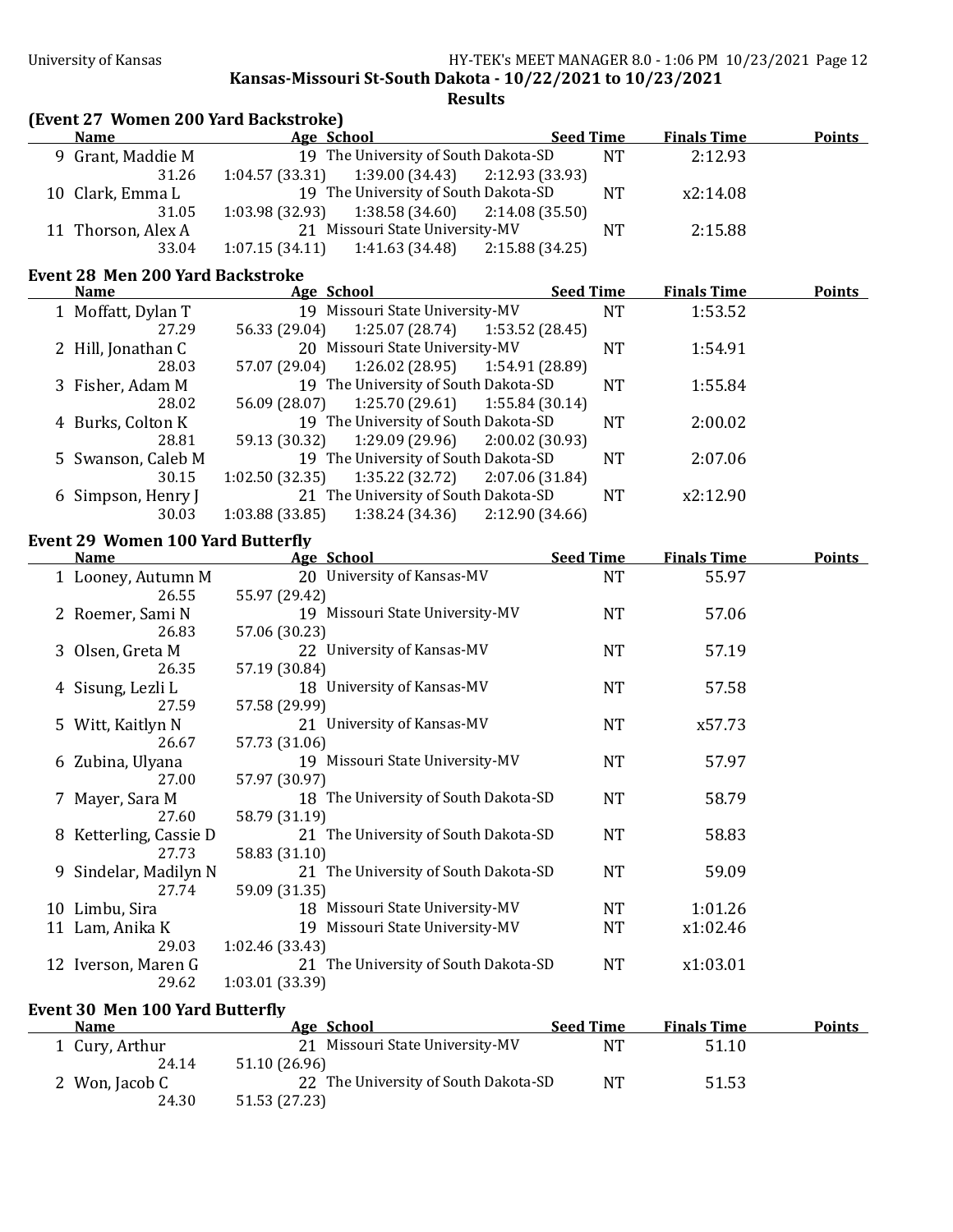Kansas-Missouri St-South Dakota - 10/22/2021 to 10/23/2021

## Results

### (Event 27 Women 200 Yard Backstroke)

| | Name | Age | School | Seed Time | Finals Time | Points |
|---|---|---|---|---|---|---|
| 9 | Grant, Maddie M | 19 | The University of South Dakota-SD | NT | 2:12.93 | |
| | 31.26 | 1:04.57 (33.31) | 1:39.00 (34.43) | 2:12.93 (33.93) | | |
| 10 | Clark, Emma L | 19 | The University of South Dakota-SD | NT | x2:14.08 | |
| | 31.05 | 1:03.98 (32.93) | 1:38.58 (34.60) | 2:14.08 (35.50) | | |
| 11 | Thorson, Alex A | 21 | Missouri State University-MV | NT | 2:15.88 | |
| | 33.04 | 1:07.15 (34.11) | 1:41.63 (34.48) | 2:15.88 (34.25) | | |

### Event 28 Men 200 Yard Backstroke

| | Name | Age | School | Seed Time | Finals Time | Points |
|---|---|---|---|---|---|---|
| 1 | Moffatt, Dylan T | 19 | Missouri State University-MV | NT | 1:53.52 | |
| | 27.29 | 56.33 (29.04) | 1:25.07 (28.74) | 1:53.52 (28.45) | | |
| 2 | Hill, Jonathan C | 20 | Missouri State University-MV | NT | 1:54.91 | |
| | 28.03 | 57.07 (29.04) | 1:26.02 (28.95) | 1:54.91 (28.89) | | |
| 3 | Fisher, Adam M | 19 | The University of South Dakota-SD | NT | 1:55.84 | |
| | 28.02 | 56.09 (28.07) | 1:25.70 (29.61) | 1:55.84 (30.14) | | |
| 4 | Burks, Colton K | 19 | The University of South Dakota-SD | NT | 2:00.02 | |
| | 28.81 | 59.13 (30.32) | 1:29.09 (29.96) | 2:00.02 (30.93) | | |
| 5 | Swanson, Caleb M | 19 | The University of South Dakota-SD | NT | 2:07.06 | |
| | 30.15 | 1:02.50 (32.35) | 1:35.22 (32.72) | 2:07.06 (31.84) | | |
| 6 | Simpson, Henry J | 21 | The University of South Dakota-SD | NT | x2:12.90 | |
| | 30.03 | 1:03.88 (33.85) | 1:38.24 (34.36) | 2:12.90 (34.66) | | |

### Event 29 Women 100 Yard Butterfly

| | Name | Age | School | Seed Time | Finals Time | Points |
|---|---|---|---|---|---|---|
| 1 | Looney, Autumn M | 20 | University of Kansas-MV | NT | 55.97 | |
| | 26.55 | 55.97 (29.42) | | | | |
| 2 | Roemer, Sami N | 19 | Missouri State University-MV | NT | 57.06 | |
| | 26.83 | 57.06 (30.23) | | | | |
| 3 | Olsen, Greta M | 22 | University of Kansas-MV | NT | 57.19 | |
| | 26.35 | 57.19 (30.84) | | | | |
| 4 | Sisung, Lezli L | 18 | University of Kansas-MV | NT | 57.58 | |
| | 27.59 | 57.58 (29.99) | | | | |
| 5 | Witt, Kaitlyn N | 21 | University of Kansas-MV | NT | x57.73 | |
| | 26.67 | 57.73 (31.06) | | | | |
| 6 | Zubina, Ulyana | 19 | Missouri State University-MV | NT | 57.97 | |
| | 27.00 | 57.97 (30.97) | | | | |
| 7 | Mayer, Sara M | 18 | The University of South Dakota-SD | NT | 58.79 | |
| | 27.60 | 58.79 (31.19) | | | | |
| 8 | Ketterling, Cassie D | 21 | The University of South Dakota-SD | NT | 58.83 | |
| | 27.73 | 58.83 (31.10) | | | | |
| 9 | Sindelar, Madilyn N | 21 | The University of South Dakota-SD | NT | 59.09 | |
| | 27.74 | 59.09 (31.35) | | | | |
| 10 | Limbu, Sira | 18 | Missouri State University-MV | NT | 1:01.26 | |
| 11 | Lam, Anika K | 19 | Missouri State University-MV | NT | x1:02.46 | |
| | 29.03 | 1:02.46 (33.43) | | | | |
| 12 | Iverson, Maren G | 21 | The University of South Dakota-SD | NT | x1:03.01 | |
| | 29.62 | 1:03.01 (33.39) | | | | |

### Event 30 Men 100 Yard Butterfly

| | Name | Age | School | Seed Time | Finals Time | Points |
|---|---|---|---|---|---|---|
| 1 | Cury, Arthur | 21 | Missouri State University-MV | NT | 51.10 | |
| | 24.14 | 51.10 (26.96) | | | | |
| 2 | Won, Jacob C | 22 | The University of South Dakota-SD | NT | 51.53 | |
| | 24.30 | 51.53 (27.23) | | | | |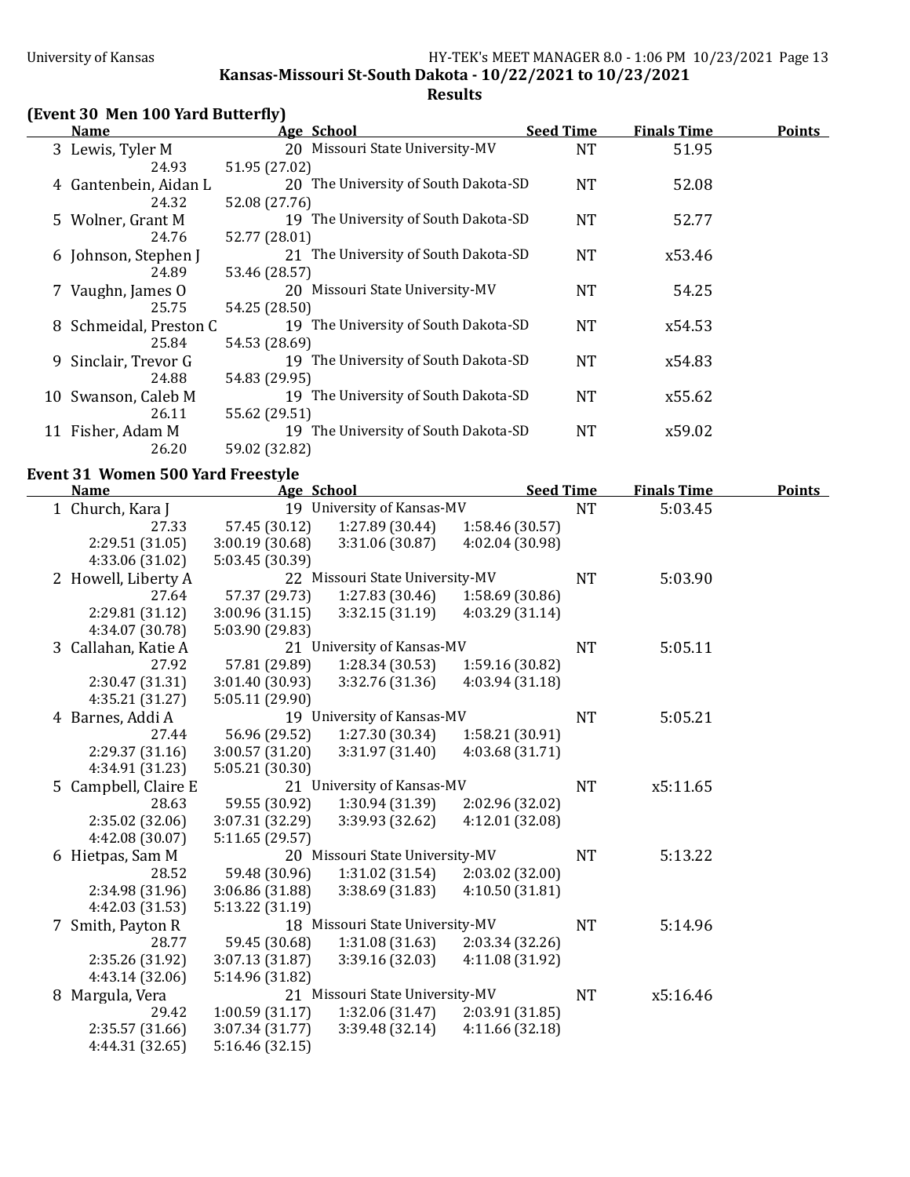## Kansas-Missouri St-South Dakota - 10/22/2021 to 10/23/2021

### Results

### (Event 30 Men 100 Yard Butterfly)

| | Name | Age | School | Seed Time | Finals Time | Points |
|---|---|---|---|---|---|---|
| 3 | Lewis, Tyler M | 20 | Missouri State University-MV | NT | 51.95 | |
| | 24.93 | 51.95 (27.02) | | | | |
| 4 | Gantenbein, Aidan L | 20 | The University of South Dakota-SD | NT | 52.08 | |
| | 24.32 | 52.08 (27.76) | | | | |
| 5 | Wolner, Grant M | 19 | The University of South Dakota-SD | NT | 52.77 | |
| | 24.76 | 52.77 (28.01) | | | | |
| 6 | Johnson, Stephen J | 21 | The University of South Dakota-SD | NT | x53.46 | |
| | 24.89 | 53.46 (28.57) | | | | |
| 7 | Vaughn, James O | 20 | Missouri State University-MV | NT | 54.25 | |
| | 25.75 | 54.25 (28.50) | | | | |
| 8 | Schmeidal, Preston C | 19 | The University of South Dakota-SD | NT | x54.53 | |
| | 25.84 | 54.53 (28.69) | | | | |
| 9 | Sinclair, Trevor G | 19 | The University of South Dakota-SD | NT | x54.83 | |
| | 24.88 | 54.83 (29.95) | | | | |
| 10 | Swanson, Caleb M | 19 | The University of South Dakota-SD | NT | x55.62 | |
| | 26.11 | 55.62 (29.51) | | | | |
| 11 | Fisher, Adam M | 19 | The University of South Dakota-SD | NT | x59.02 | |
| | 26.20 | 59.02 (32.82) | | | | |

### Event 31 Women 500 Yard Freestyle

| | Name | Age | School | | Seed Time | Finals Time | Points |
|---|---|---|---|---|---|---|---|
| 1 | Church, Kara J | 19 | University of Kansas-MV | | NT | 5:03.45 | |
| | 27.33 | 57.45 (30.12) | 1:27.89 (30.44) | 1:58.46 (30.57) | | | |
| | 2:29.51 (31.05) | 3:00.19 (30.68) | 3:31.06 (30.87) | 4:02.04 (30.98) | | | |
| | 4:33.06 (31.02) | 5:03.45 (30.39) | | | | | |
| 2 | Howell, Liberty A | 22 | Missouri State University-MV | | NT | 5:03.90 | |
| | 27.64 | 57.37 (29.73) | 1:27.83 (30.46) | 1:58.69 (30.86) | | | |
| | 2:29.81 (31.12) | 3:00.96 (31.15) | 3:32.15 (31.19) | 4:03.29 (31.14) | | | |
| | 4:34.07 (30.78) | 5:03.90 (29.83) | | | | | |
| 3 | Callahan, Katie A | 21 | University of Kansas-MV | | NT | 5:05.11 | |
| | 27.92 | 57.81 (29.89) | 1:28.34 (30.53) | 1:59.16 (30.82) | | | |
| | 2:30.47 (31.31) | 3:01.40 (30.93) | 3:32.76 (31.36) | 4:03.94 (31.18) | | | |
| | 4:35.21 (31.27) | 5:05.11 (29.90) | | | | | |
| 4 | Barnes, Addi A | 19 | University of Kansas-MV | | NT | 5:05.21 | |
| | 27.44 | 56.96 (29.52) | 1:27.30 (30.34) | 1:58.21 (30.91) | | | |
| | 2:29.37 (31.16) | 3:00.57 (31.20) | 3:31.97 (31.40) | 4:03.68 (31.71) | | | |
| | 4:34.91 (31.23) | 5:05.21 (30.30) | | | | | |
| 5 | Campbell, Claire E | 21 | University of Kansas-MV | | NT | x5:11.65 | |
| | 28.63 | 59.55 (30.92) | 1:30.94 (31.39) | 2:02.96 (32.02) | | | |
| | 2:35.02 (32.06) | 3:07.31 (32.29) | 3:39.93 (32.62) | 4:12.01 (32.08) | | | |
| | 4:42.08 (30.07) | 5:11.65 (29.57) | | | | | |
| 6 | Hietpas, Sam M | 20 | Missouri State University-MV | | NT | 5:13.22 | |
| | 28.52 | 59.48 (30.96) | 1:31.02 (31.54) | 2:03.02 (32.00) | | | |
| | 2:34.98 (31.96) | 3:06.86 (31.88) | 3:38.69 (31.83) | 4:10.50 (31.81) | | | |
| | 4:42.03 (31.53) | 5:13.22 (31.19) | | | | | |
| 7 | Smith, Payton R | 18 | Missouri State University-MV | | NT | 5:14.96 | |
| | 28.77 | 59.45 (30.68) | 1:31.08 (31.63) | 2:03.34 (32.26) | | | |
| | 2:35.26 (31.92) | 3:07.13 (31.87) | 3:39.16 (32.03) | 4:11.08 (31.92) | | | |
| | 4:43.14 (32.06) | 5:14.96 (31.82) | | | | | |
| 8 | Margula, Vera | 21 | Missouri State University-MV | | NT | x5:16.46 | |
| | 29.42 | 1:00.59 (31.17) | 1:32.06 (31.47) | 2:03.91 (31.85) | | | |
| | 2:35.57 (31.66) | 3:07.34 (31.77) | 3:39.48 (32.14) | 4:11.66 (32.18) | | | |
| | 4:44.31 (32.65) | 5:16.46 (32.15) | | | | | |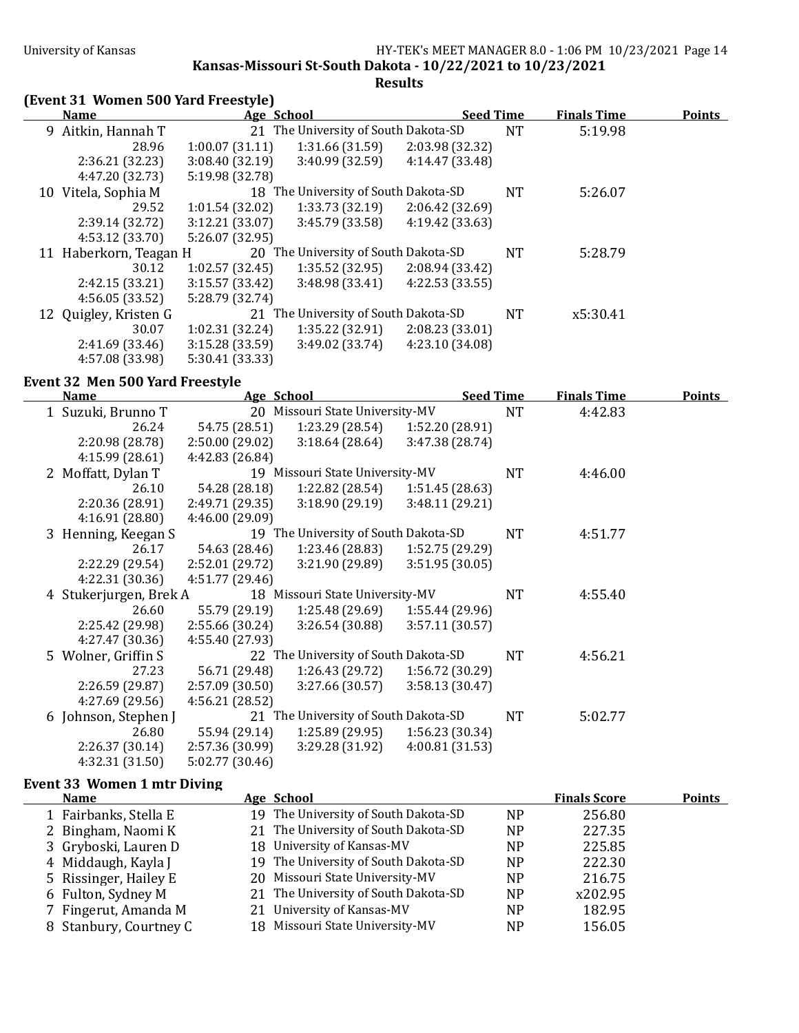**Kansas-Missouri St-South Dakota - 10/22/2021 to 10/23/2021**

**Results**

## (Event 31 Women 500 Yard Freestyle)

| | Name | Age | School | Seed Time | Finals Time | Points |
|---|---|---|---|---|---|---|
| 9 | Aitkin, Hannah T | 21 | The University of South Dakota-SD | NT | 5:19.98 | |
| | 28.96 | 1:00.07 (31.11) | 1:31.66 (31.59) | 2:03.98 (32.32) | | |
| | 2:36.21 (32.23) | 3:08.40 (32.19) | 3:40.99 (32.59) | 4:14.47 (33.48) | | |
| | 4:47.20 (32.73) | 5:19.98 (32.78) | | | | |
| 10 | Vitela, Sophia M | 18 | The University of South Dakota-SD | NT | 5:26.07 | |
| | 29.52 | 1:01.54 (32.02) | 1:33.73 (32.19) | 2:06.42 (32.69) | | |
| | 2:39.14 (32.72) | 3:12.21 (33.07) | 3:45.79 (33.58) | 4:19.42 (33.63) | | |
| | 4:53.12 (33.70) | 5:26.07 (32.95) | | | | |
| 11 | Haberkorn, Teagan H | 20 | The University of South Dakota-SD | NT | 5:28.79 | |
| | 30.12 | 1:02.57 (32.45) | 1:35.52 (32.95) | 2:08.94 (33.42) | | |
| | 2:42.15 (33.21) | 3:15.57 (33.42) | 3:48.98 (33.41) | 4:22.53 (33.55) | | |
| | 4:56.05 (33.52) | 5:28.79 (32.74) | | | | |
| 12 | Quigley, Kristen G | 21 | The University of South Dakota-SD | NT | x5:30.41 | |
| | 30.07 | 1:02.31 (32.24) | 1:35.22 (32.91) | 2:08.23 (33.01) | | |
| | 2:41.69 (33.46) | 3:15.28 (33.59) | 3:49.02 (33.74) | 4:23.10 (34.08) | | |
| | 4:57.08 (33.98) | 5:30.41 (33.33) | | | | |

## Event 32 Men 500 Yard Freestyle

| | Name | Age | School | Seed Time | Finals Time | Points |
|---|---|---|---|---|---|---|
| 1 | Suzuki, Brunno T | 20 | Missouri State University-MV | NT | 4:42.83 | |
| | 26.24 | 54.75 (28.51) | 1:23.29 (28.54) | 1:52.20 (28.91) | | |
| | 2:20.98 (28.78) | 2:50.00 (29.02) | 3:18.64 (28.64) | 3:47.38 (28.74) | | |
| | 4:15.99 (28.61) | 4:42.83 (26.84) | | | | |
| 2 | Moffatt, Dylan T | 19 | Missouri State University-MV | NT | 4:46.00 | |
| | 26.10 | 54.28 (28.18) | 1:22.82 (28.54) | 1:51.45 (28.63) | | |
| | 2:20.36 (28.91) | 2:49.71 (29.35) | 3:18.90 (29.19) | 3:48.11 (29.21) | | |
| | 4:16.91 (28.80) | 4:46.00 (29.09) | | | | |
| 3 | Henning, Keegan S | 19 | The University of South Dakota-SD | NT | 4:51.77 | |
| | 26.17 | 54.63 (28.46) | 1:23.46 (28.83) | 1:52.75 (29.29) | | |
| | 2:22.29 (29.54) | 2:52.01 (29.72) | 3:21.90 (29.89) | 3:51.95 (30.05) | | |
| | 4:22.31 (30.36) | 4:51.77 (29.46) | | | | |
| 4 | Stukerjurgen, Brek A | 18 | Missouri State University-MV | NT | 4:55.40 | |
| | 26.60 | 55.79 (29.19) | 1:25.48 (29.69) | 1:55.44 (29.96) | | |
| | 2:25.42 (29.98) | 2:55.66 (30.24) | 3:26.54 (30.88) | 3:57.11 (30.57) | | |
| | 4:27.47 (30.36) | 4:55.40 (27.93) | | | | |
| 5 | Wolner, Griffin S | 22 | The University of South Dakota-SD | NT | 4:56.21 | |
| | 27.23 | 56.71 (29.48) | 1:26.43 (29.72) | 1:56.72 (30.29) | | |
| | 2:26.59 (29.87) | 2:57.09 (30.50) | 3:27.66 (30.57) | 3:58.13 (30.47) | | |
| | 4:27.69 (29.56) | 4:56.21 (28.52) | | | | |
| 6 | Johnson, Stephen J | 21 | The University of South Dakota-SD | NT | 5:02.77 | |
| | 26.80 | 55.94 (29.14) | 1:25.89 (29.95) | 1:56.23 (30.34) | | |
| | 2:26.37 (30.14) | 2:57.36 (30.99) | 3:29.28 (31.92) | 4:00.81 (31.53) | | |
| | 4:32.31 (31.50) | 5:02.77 (30.46) | | | | |

## Event 33 Women 1 mtr Diving

| | Name | Age | School | | Finals Score | Points |
|---|---|---|---|---|---|---|
| 1 | Fairbanks, Stella E | 19 | The University of South Dakota-SD | NP | 256.80 | |
| 2 | Bingham, Naomi K | 21 | The University of South Dakota-SD | NP | 227.35 | |
| 3 | Gryboski, Lauren D | 18 | University of Kansas-MV | NP | 225.85 | |
| 4 | Middaugh, Kayla J | 19 | The University of South Dakota-SD | NP | 222.30 | |
| 5 | Rissinger, Hailey E | 20 | Missouri State University-MV | NP | 216.75 | |
| 6 | Fulton, Sydney M | 21 | The University of South Dakota-SD | NP | x202.95 | |
| 7 | Fingerut, Amanda M | 21 | University of Kansas-MV | NP | 182.95 | |
| 8 | Stanbury, Courtney C | 18 | Missouri State University-MV | NP | 156.05 | |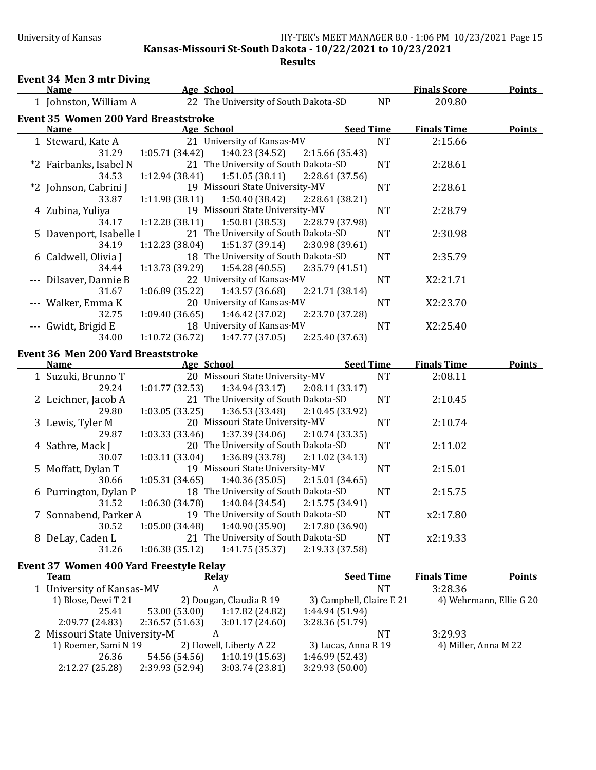Kansas-Missouri St-South Dakota - 10/22/2021 to 10/23/2021

**Results**

### Event 34 Men 3 mtr Diving

| | Name | Age | School | | Finals Score | Points |
|---|---|---|---|---|---|---|
| 1 | Johnston, William A | 22 | The University of South Dakota-SD | NP | 209.80 | |

### Event 35 Women 200 Yard Breaststroke

| | Name | Age | School | Seed Time | Finals Time | Points |
|---|---|---|---|---|---|---|
| 1 | Steward, Kate A | 21 | University of Kansas-MV | NT | 2:15.66 | |
| | 31.29 | 1:05.71 (34.42) | 1:40.23 (34.52) | 2:15.66 (35.43) | | |
| *2 | Fairbanks, Isabel N | 21 | The University of South Dakota-SD | NT | 2:28.61 | |
| | 34.53 | 1:12.94 (38.41) | 1:51.05 (38.11) | 2:28.61 (37.56) | | |
| *2 | Johnson, Cabrini J | 19 | Missouri State University-MV | NT | 2:28.61 | |
| | 33.87 | 1:11.98 (38.11) | 1:50.40 (38.42) | 2:28.61 (38.21) | | |
| 4 | Zubina, Yuliya | 19 | Missouri State University-MV | NT | 2:28.79 | |
| | 34.17 | 1:12.28 (38.11) | 1:50.81 (38.53) | 2:28.79 (37.98) | | |
| 5 | Davenport, Isabelle I | 21 | The University of South Dakota-SD | NT | 2:30.98 | |
| | 34.19 | 1:12.23 (38.04) | 1:51.37 (39.14) | 2:30.98 (39.61) | | |
| 6 | Caldwell, Olivia J | 18 | The University of South Dakota-SD | NT | 2:35.79 | |
| | 34.44 | 1:13.73 (39.29) | 1:54.28 (40.55) | 2:35.79 (41.51) | | |
| --- | Dilsaver, Dannie B | 22 | University of Kansas-MV | NT | X2:21.71 | |
| | 31.67 | 1:06.89 (35.22) | 1:43.57 (36.68) | 2:21.71 (38.14) | | |
| --- | Walker, Emma K | 20 | University of Kansas-MV | NT | X2:23.70 | |
| | 32.75 | 1:09.40 (36.65) | 1:46.42 (37.02) | 2:23.70 (37.28) | | |
| --- | Gwidt, Brigid E | 18 | University of Kansas-MV | NT | X2:25.40 | |
| | 34.00 | 1:10.72 (36.72) | 1:47.77 (37.05) | 2:25.40 (37.63) | | |

### Event 36 Men 200 Yard Breaststroke

| | Name | Age | School | Seed Time | Finals Time | Points |
|---|---|---|---|---|---|---|
| 1 | Suzuki, Brunno T | 20 | Missouri State University-MV | NT | 2:08.11 | |
| | 29.24 | 1:01.77 (32.53) | 1:34.94 (33.17) | 2:08.11 (33.17) | | |
| 2 | Leichner, Jacob A | 21 | The University of South Dakota-SD | NT | 2:10.45 | |
| | 29.80 | 1:03.05 (33.25) | 1:36.53 (33.48) | 2:10.45 (33.92) | | |
| 3 | Lewis, Tyler M | 20 | Missouri State University-MV | NT | 2:10.74 | |
| | 29.87 | 1:03.33 (33.46) | 1:37.39 (34.06) | 2:10.74 (33.35) | | |
| 4 | Sathre, Mack J | 20 | The University of South Dakota-SD | NT | 2:11.02 | |
| | 30.07 | 1:03.11 (33.04) | 1:36.89 (33.78) | 2:11.02 (34.13) | | |
| 5 | Moffatt, Dylan T | 19 | Missouri State University-MV | NT | 2:15.01 | |
| | 30.66 | 1:05.31 (34.65) | 1:40.36 (35.05) | 2:15.01 (34.65) | | |
| 6 | Purrington, Dylan P | 18 | The University of South Dakota-SD | NT | 2:15.75 | |
| | 31.52 | 1:06.30 (34.78) | 1:40.84 (34.54) | 2:15.75 (34.91) | | |
| 7 | Sonnabend, Parker A | 19 | The University of South Dakota-SD | NT | x2:17.80 | |
| | 30.52 | 1:05.00 (34.48) | 1:40.90 (35.90) | 2:17.80 (36.90) | | |
| 8 | DeLay, Caden L | 21 | The University of South Dakota-SD | NT | x2:19.33 | |
| | 31.26 | 1:06.38 (35.12) | 1:41.75 (35.37) | 2:19.33 (37.58) | | |

### Event 37 Women 400 Yard Freestyle Relay

| | Team | Relay | | Seed Time | Finals Time | Points |
|---|---|---|---|---|---|---|
| 1 | University of Kansas-MV | A | | NT | 3:28.36 | |
| | 1) Blose, Dewi T 21 | 2) Dougan, Claudia R 19 | | 3) Campbell, Claire E 21 | 4) Wehrmann, Ellie G 20 | |
| | 25.41 | 53.00 (53.00) | 1:17.82 (24.82) | 1:44.94 (51.94) | | |
| | 2:09.77 (24.83) | 2:36.57 (51.63) | 3:01.17 (24.60) | 3:28.36 (51.79) | | |
| 2 | Missouri State University-M' | A | | NT | 3:29.93 | |
| | 1) Roemer, Sami N 19 | 2) Howell, Liberty A 22 | | 3) Lucas, Anna R 19 | 4) Miller, Anna M 22 | |
| | 26.36 | 54.56 (54.56) | 1:10.19 (15.63) | 1:46.99 (52.43) | | |
| | 2:12.27 (25.28) | 2:39.93 (52.94) | 3:03.74 (23.81) | 3:29.93 (50.00) | | |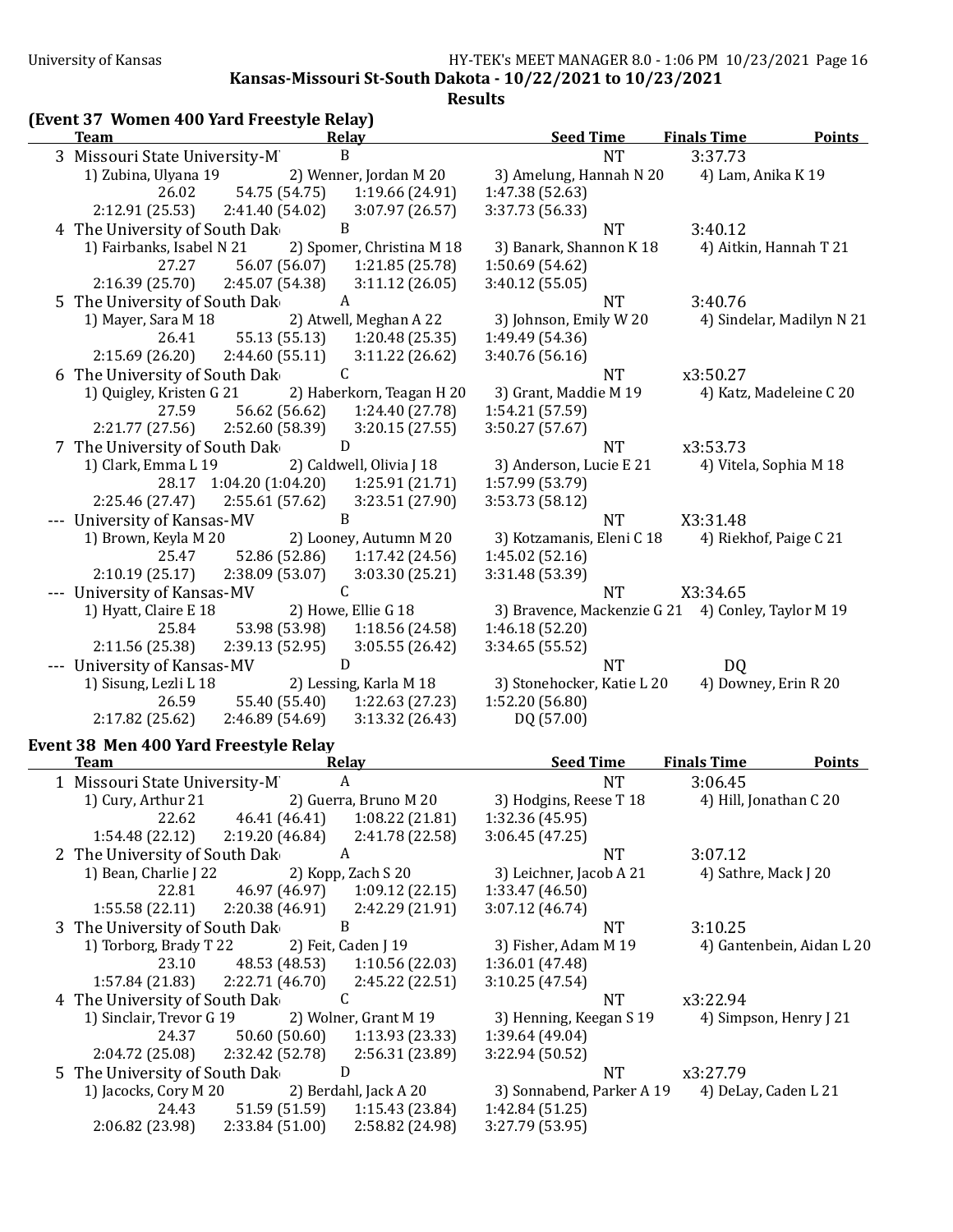Kansas-Missouri St-South Dakota - 10/22/2021 to 10/23/2021

**Results**

## (Event 37 Women 400 Yard Freestyle Relay)

| | Team | Relay | Seed Time | Finals Time | Points |
|---|---|---|---|---|---|
| 3 | Missouri State University-M | B | NT | 3:37.73 | |
| | 1) Zubina, Ulyana 19 | 2) Wenner, Jordan M 20 | 3) Amelung, Hannah N 20 | 4) Lam, Anika K 19 | |
| | 26.02 | 54.75 (54.75) | 1:19.66 (24.91) | 1:47.38 (52.63) | |
| | 2:12.91 (25.53) | 2:41.40 (54.02) | 3:07.97 (26.57) | 3:37.73 (56.33) | |
| 4 | The University of South Dak | B | NT | 3:40.12 | |
| | 1) Fairbanks, Isabel N 21 | 2) Spomer, Christina M 18 | 3) Banark, Shannon K 18 | 4) Aitkin, Hannah T 21 | |
| | 27.27 | 56.07 (56.07) | 1:21.85 (25.78) | 1:50.69 (54.62) | |
| | 2:16.39 (25.70) | 2:45.07 (54.38) | 3:11.12 (26.05) | 3:40.12 (55.05) | |
| 5 | The University of South Dak | A | NT | 3:40.76 | |
| | 1) Mayer, Sara M 18 | 2) Atwell, Meghan A 22 | 3) Johnson, Emily W 20 | 4) Sindelar, Madilyn N 21 | |
| | 26.41 | 55.13 (55.13) | 1:20.48 (25.35) | 1:49.49 (54.36) | |
| | 2:15.69 (26.20) | 2:44.60 (55.11) | 3:11.22 (26.62) | 3:40.76 (56.16) | |
| 6 | The University of South Dak | C | NT | x3:50.27 | |
| | 1) Quigley, Kristen G 21 | 2) Haberkorn, Teagan H 20 | 3) Grant, Maddie M 19 | 4) Katz, Madeleine C 20 | |
| | 27.59 | 56.62 (56.62) | 1:24.40 (27.78) | 1:54.21 (57.59) | |
| | 2:21.77 (27.56) | 2:52.60 (58.39) | 3:20.15 (27.55) | 3:50.27 (57.67) | |
| 7 | The University of South Dak | D | NT | x3:53.73 | |
| | 1) Clark, Emma L 19 | 2) Caldwell, Olivia J 18 | 3) Anderson, Lucie E 21 | 4) Vitela, Sophia M 18 | |
| | 28.17 | 1:04.20 (1:04.20) | 1:25.91 (21.71) | 1:57.99 (53.79) | |
| | 2:25.46 (27.47) | 2:55.61 (57.62) | 3:23.51 (27.90) | 3:53.73 (58.12) | |
| --- | University of Kansas-MV | B | NT | X3:31.48 | |
| | 1) Brown, Keyla M 20 | 2) Looney, Autumn M 20 | 3) Kotzamanis, Eleni C 18 | 4) Riekhof, Paige C 21 | |
| | 25.47 | 52.86 (52.86) | 1:17.42 (24.56) | 1:45.02 (52.16) | |
| | 2:10.19 (25.17) | 2:38.09 (53.07) | 3:03.30 (25.21) | 3:31.48 (53.39) | |
| --- | University of Kansas-MV | C | NT | X3:34.65 | |
| | 1) Hyatt, Claire E 18 | 2) Howe, Ellie G 18 | 3) Bravence, Mackenzie G 21 | 4) Conley, Taylor M 19 | |
| | 25.84 | 53.98 (53.98) | 1:18.56 (24.58) | 1:46.18 (52.20) | |
| | 2:11.56 (25.38) | 2:39.13 (52.95) | 3:05.55 (26.42) | 3:34.65 (55.52) | |
| --- | University of Kansas-MV | D | NT | DQ | |
| | 1) Sisung, Lezli L 18 | 2) Lessing, Karla M 18 | 3) Stonehocker, Katie L 20 | 4) Downey, Erin R 20 | |
| | 26.59 | 55.40 (55.40) | 1:22.63 (27.23) | 1:52.20 (56.80) | |
| | 2:17.82 (25.62) | 2:46.89 (54.69) | 3:13.32 (26.43) | DQ (57.00) | |

## Event 38 Men 400 Yard Freestyle Relay

| | Team | Relay | Seed Time | Finals Time | Points |
|---|---|---|---|---|---|
| 1 | Missouri State University-M | A | NT | 3:06.45 | |
| | 1) Cury, Arthur 21 | 2) Guerra, Bruno M 20 | 3) Hodgins, Reese T 18 | 4) Hill, Jonathan C 20 | |
| | 22.62 | 46.41 (46.41) | 1:08.22 (21.81) | 1:32.36 (45.95) | |
| | 1:54.48 (22.12) | 2:19.20 (46.84) | 2:41.78 (22.58) | 3:06.45 (47.25) | |
| 2 | The University of South Dak | A | NT | 3:07.12 | |
| | 1) Bean, Charlie J 22 | 2) Kopp, Zach S 20 | 3) Leichner, Jacob A 21 | 4) Sathre, Mack J 20 | |
| | 22.81 | 46.97 (46.97) | 1:09.12 (22.15) | 1:33.47 (46.50) | |
| | 1:55.58 (22.11) | 2:20.38 (46.91) | 2:42.29 (21.91) | 3:07.12 (46.74) | |
| 3 | The University of South Dak | B | NT | 3:10.25 | |
| | 1) Torborg, Brady T 22 | 2) Feit, Caden J 19 | 3) Fisher, Adam M 19 | 4) Gantenbein, Aidan L 20 | |
| | 23.10 | 48.53 (48.53) | 1:10.56 (22.03) | 1:36.01 (47.48) | |
| | 1:57.84 (21.83) | 2:22.71 (46.70) | 2:45.22 (22.51) | 3:10.25 (47.54) | |
| 4 | The University of South Dak | C | NT | x3:22.94 | |
| | 1) Sinclair, Trevor G 19 | 2) Wolner, Grant M 19 | 3) Henning, Keegan S 19 | 4) Simpson, Henry J 21 | |
| | 24.37 | 50.60 (50.60) | 1:13.93 (23.33) | 1:39.64 (49.04) | |
| | 2:04.72 (25.08) | 2:32.42 (52.78) | 2:56.31 (23.89) | 3:22.94 (50.52) | |
| 5 | The University of South Dak | D | NT | x3:27.79 | |
| | 1) Jacocks, Cory M 20 | 2) Berdahl, Jack A 20 | 3) Sonnabend, Parker A 19 | 4) DeLay, Caden L 21 | |
| | 24.43 | 51.59 (51.59) | 1:15.43 (23.84) | 1:42.84 (51.25) | |
| | 2:06.82 (23.98) | 2:33.84 (51.00) | 2:58.82 (24.98) | 3:27.79 (53.95) | |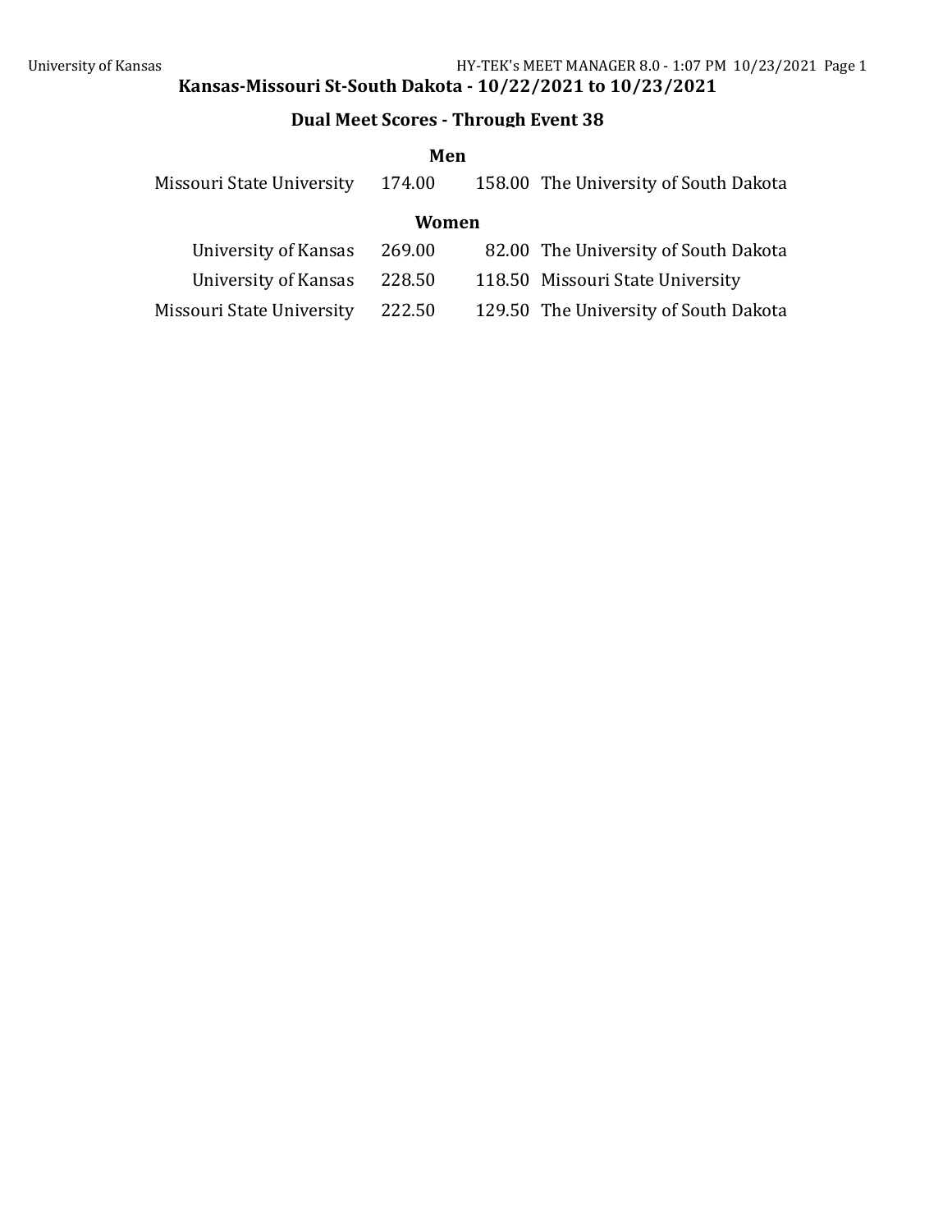# Kansas-Missouri St-South Dakota - 10/22/2021 to 10/23/2021

## Dual Meet Scores - Through Event 38

### Men

| | | | |
|---|---|---|---|
| Missouri State University | 174.00 | 158.00 | The University of South Dakota |

### Women

| | | | |
|---|---|---|---|
| University of Kansas | 269.00 | 82.00 | The University of South Dakota |
| University of Kansas | 228.50 | 118.50 | Missouri State University |
| Missouri State University | 222.50 | 129.50 | The University of South Dakota |